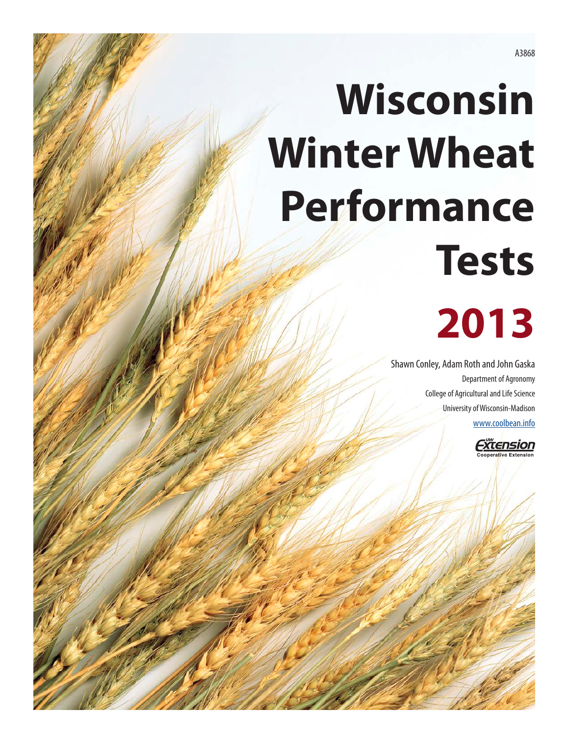A3868

# Wisconsin Winter Wheat Performance Tests

# 2013

Shawn Conley, Adam Roth and John Gaska

Department of Agronomy

College of Agricultural and Life Science

University of Wisconsin-Madison

www.coolbean.info

UW Extension Cooperative Extension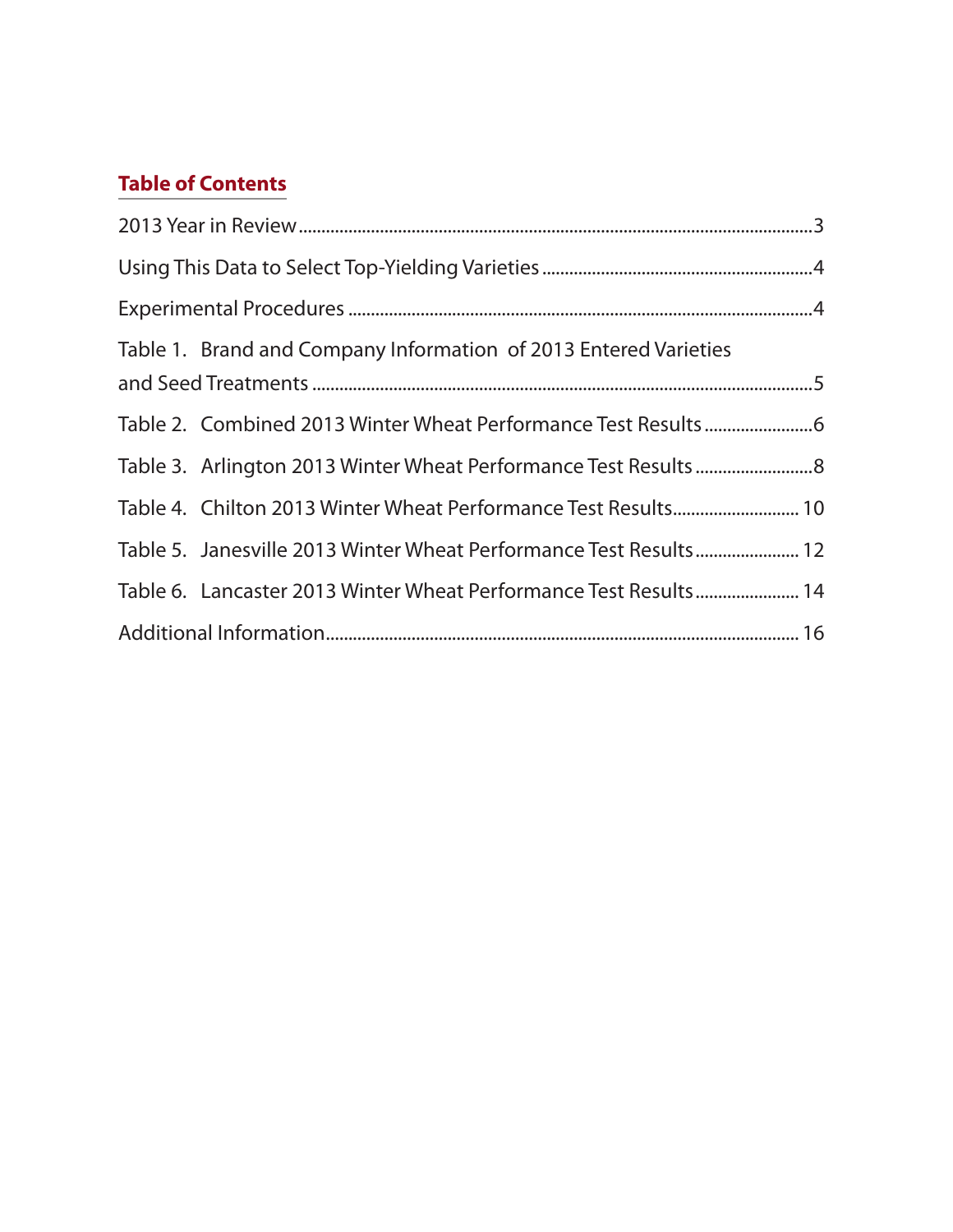## Table of Contents

2013 Year in Review .......... 3

Using This Data to Select Top-Yielding Varieties .......... 4

Experimental Procedures .......... 4

Table 1. Brand and Company Information of 2013 Entered Varieties and Seed Treatments .......... 5

Table 2. Combined 2013 Winter Wheat Performance Test Results .......... 6

Table 3. Arlington 2013 Winter Wheat Performance Test Results .......... 8

Table 4. Chilton 2013 Winter Wheat Performance Test Results .......... 10

Table 5. Janesville 2013 Winter Wheat Performance Test Results .......... 12

Table 6. Lancaster 2013 Winter Wheat Performance Test Results .......... 14

Additional Information .......... 16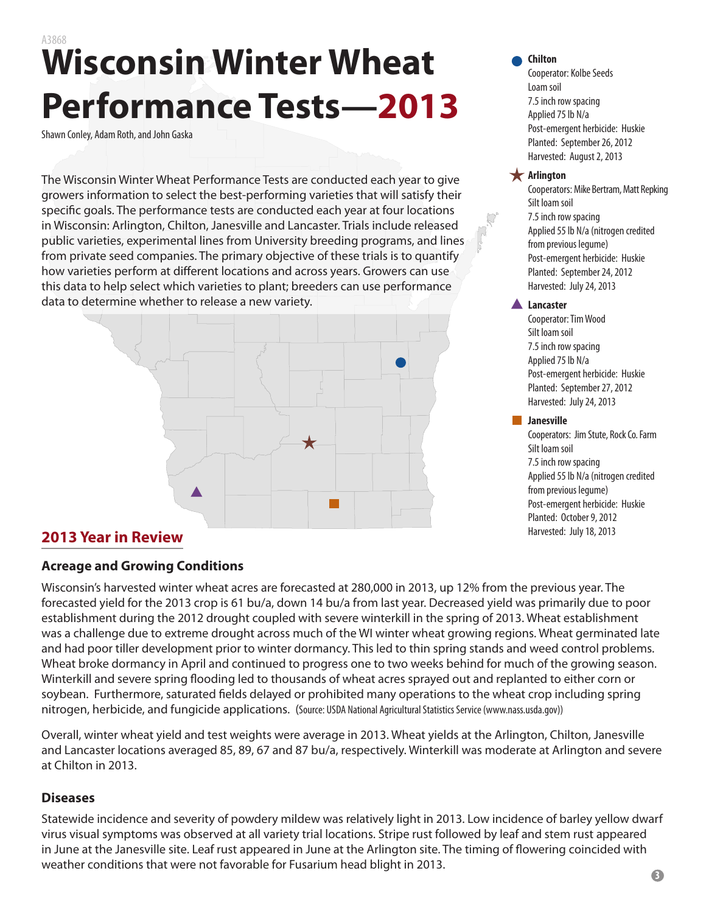A3868

# Wisconsin Winter Wheat Performance Tests—2013

Shawn Conley, Adam Roth, and John Gaska

The Wisconsin Winter Wheat Performance Tests are conducted each year to give growers information to select the best-performing varieties that will satisfy their specific goals. The performance tests are conducted each year at four locations in Wisconsin: Arlington, Chilton, Janesville and Lancaster. Trials include released public varieties, experimental lines from University breeding programs, and lines from private seed companies. The primary objective of these trials is to quantify how varieties perform at different locations and across years. Growers can use this data to help select which varieties to plant; breeders can use performance data to determine whether to release a new variety.

**● Chilton**
Cooperator: Kolbe Seeds
Loam soil
7.5 inch row spacing
Applied 75 lb N/a
Post-emergent herbicide: Huskie
Planted: September 26, 2012
Harvested: August 2, 2013

**★ Arlington**
Cooperators: Mike Bertram, Matt Repking
Silt loam soil
7.5 inch row spacing
Applied 55 lb N/a (nitrogen credited from previous legume)
Post-emergent herbicide: Huskie
Planted: September 24, 2012
Harvested: July 24, 2013

**▲ Lancaster**
Cooperator: Tim Wood
Silt loam soil
7.5 inch row spacing
Applied 75 lb N/a
Post-emergent herbicide: Huskie
Planted: September 27, 2012
Harvested: July 24, 2013

**■ Janesville**
Cooperators: Jim Stute, Rock Co. Farm
Silt loam soil
7.5 inch row spacing
Applied 55 lb N/a (nitrogen credited from previous legume)
Post-emergent herbicide: Huskie
Planted: October 9, 2012
Harvested: July 18, 2013

## 2013 Year in Review

### Acreage and Growing Conditions

Wisconsin's harvested winter wheat acres are forecasted at 280,000 in 2013, up 12% from the previous year. The forecasted yield for the 2013 crop is 61 bu/a, down 14 bu/a from last year. Decreased yield was primarily due to poor establishment during the 2012 drought coupled with severe winterkill in the spring of 2013. Wheat establishment was a challenge due to extreme drought across much of the WI winter wheat growing regions. Wheat germinated late and had poor tiller development prior to winter dormancy. This led to thin spring stands and weed control problems. Wheat broke dormancy in April and continued to progress one to two weeks behind for much of the growing season. Winterkill and severe spring flooding led to thousands of wheat acres sprayed out and replanted to either corn or soybean. Furthermore, saturated fields delayed or prohibited many operations to the wheat crop including spring nitrogen, herbicide, and fungicide applications. (Source: USDA National Agricultural Statistics Service (www.nass.usda.gov))

Overall, winter wheat yield and test weights were average in 2013. Wheat yields at the Arlington, Chilton, Janesville and Lancaster locations averaged 85, 89, 67 and 87 bu/a, respectively. Winterkill was moderate at Arlington and severe at Chilton in 2013.

### Diseases

Statewide incidence and severity of powdery mildew was relatively light in 2013. Low incidence of barley yellow dwarf virus visual symptoms was observed at all variety trial locations. Stripe rust followed by leaf and stem rust appeared in June at the Janesville site. Leaf rust appeared in June at the Arlington site. The timing of flowering coincided with weather conditions that were not favorable for Fusarium head blight in 2013.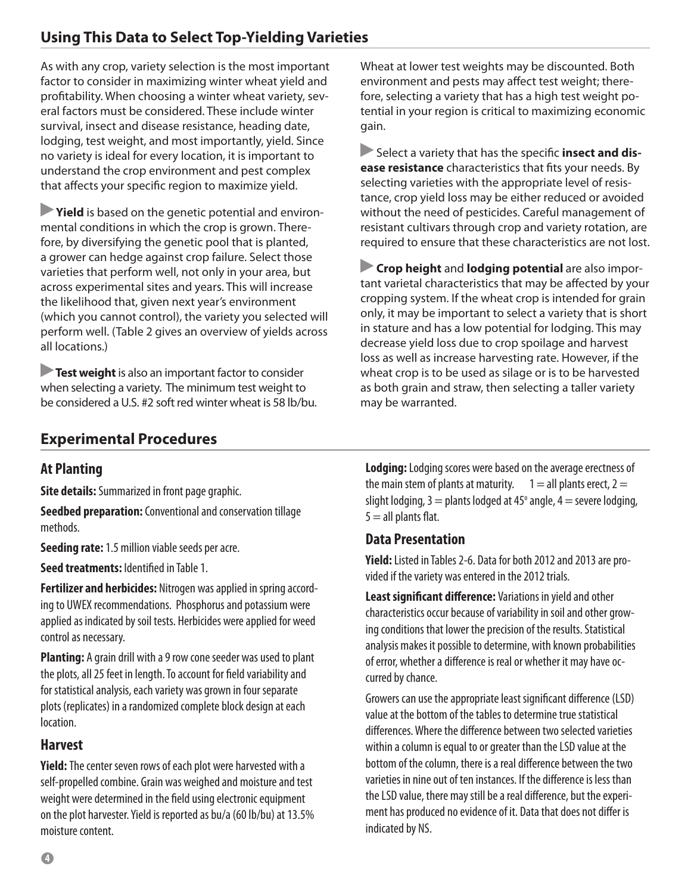## Using This Data to Select Top-Yielding Varieties

As with any crop, variety selection is the most important factor to consider in maximizing winter wheat yield and profitability. When choosing a winter wheat variety, several factors must be considered. These include winter survival, insect and disease resistance, heading date, lodging, test weight, and most importantly, yield. Since no variety is ideal for every location, it is important to understand the crop environment and pest complex that affects your specific region to maximize yield.

▶ **Yield** is based on the genetic potential and environmental conditions in which the crop is grown. Therefore, by diversifying the genetic pool that is planted, a grower can hedge against crop failure. Select those varieties that perform well, not only in your area, but across experimental sites and years. This will increase the likelihood that, given next year's environment (which you cannot control), the variety you selected will perform well. (Table 2 gives an overview of yields across all locations.)

▶ **Test weight** is also an important factor to consider when selecting a variety. The minimum test weight to be considered a U.S. #2 soft red winter wheat is 58 lb/bu. Wheat at lower test weights may be discounted. Both environment and pests may affect test weight; therefore, selecting a variety that has a high test weight potential in your region is critical to maximizing economic gain.

▶ Select a variety that has the specific **insect and disease resistance** characteristics that fits your needs. By selecting varieties with the appropriate level of resistance, crop yield loss may be either reduced or avoided without the need of pesticides. Careful management of resistant cultivars through crop and variety rotation, are required to ensure that these characteristics are not lost.

▶ **Crop height** and **lodging potential** are also important varietal characteristics that may be affected by your cropping system. If the wheat crop is intended for grain only, it may be important to select a variety that is short in stature and has a low potential for lodging. This may decrease yield loss due to crop spoilage and harvest loss as well as increase harvesting rate. However, if the wheat crop is to be used as silage or is to be harvested as both grain and straw, then selecting a taller variety may be warranted.

## Experimental Procedures

### At Planting

**Site details:** Summarized in front page graphic.

**Seedbed preparation:** Conventional and conservation tillage methods.

**Seeding rate:** 1.5 million viable seeds per acre.

**Seed treatments:** Identified in Table 1.

**Fertilizer and herbicides:** Nitrogen was applied in spring according to UWEX recommendations. Phosphorus and potassium were applied as indicated by soil tests. Herbicides were applied for weed control as necessary.

**Planting:** A grain drill with a 9 row cone seeder was used to plant the plots, all 25 feet in length. To account for field variability and for statistical analysis, each variety was grown in four separate plots (replicates) in a randomized complete block design at each location.

### Harvest

**Yield:** The center seven rows of each plot were harvested with a self-propelled combine. Grain was weighed and moisture and test weight were determined in the field using electronic equipment on the plot harvester. Yield is reported as bu/a (60 lb/bu) at 13.5% moisture content.

**Lodging:** Lodging scores were based on the average erectness of the main stem of plants at maturity. 1 = all plants erect, 2 = slight lodging, 3 = plants lodged at 45° angle, 4 = severe lodging, 5 = all plants flat.

### Data Presentation

**Yield:** Listed in Tables 2-6. Data for both 2012 and 2013 are provided if the variety was entered in the 2012 trials.

**Least significant difference:** Variations in yield and other characteristics occur because of variability in soil and other growing conditions that lower the precision of the results. Statistical analysis makes it possible to determine, with known probabilities of error, whether a difference is real or whether it may have occurred by chance.

Growers can use the appropriate least significant difference (LSD) value at the bottom of the tables to determine true statistical differences. Where the difference between two selected varieties within a column is equal to or greater than the LSD value at the bottom of the column, there is a real difference between the two varieties in nine out of ten instances. If the difference is less than the LSD value, there may still be a real difference, but the experiment has produced no evidence of it. Data that does not differ is indicated by NS.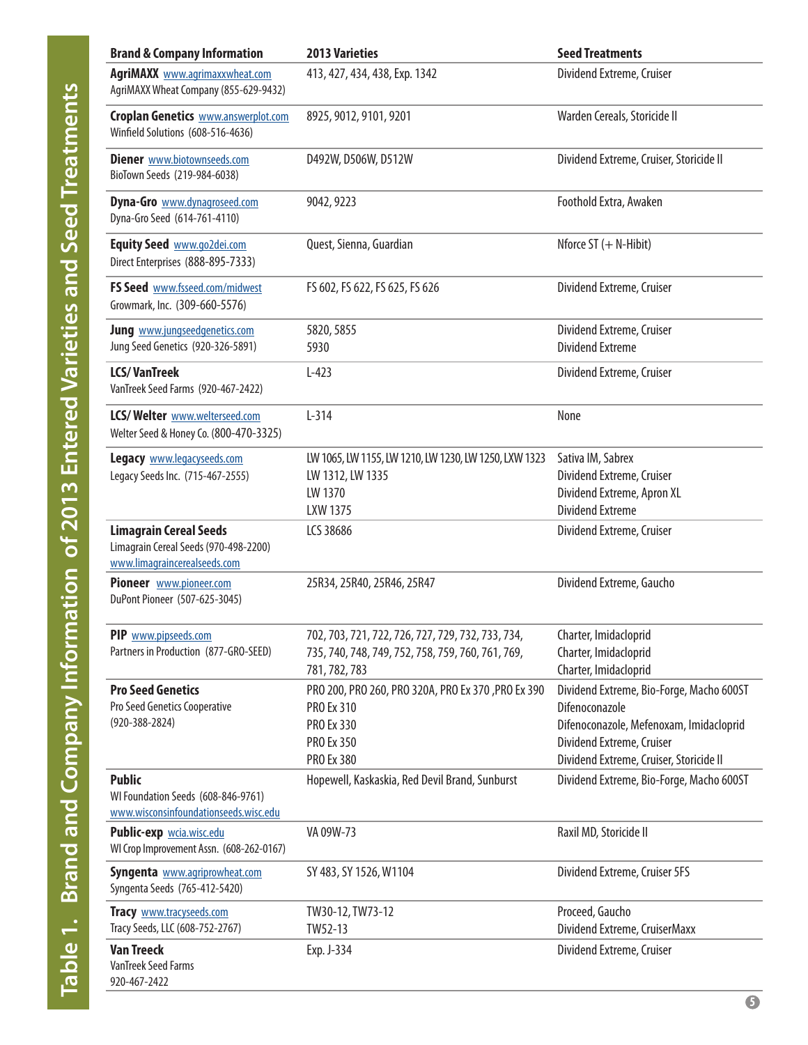# Table 1. Brand and Company Information of 2013 Entered Varieties and Seed Treatments

| Brand & Company Information | 2013 Varieties | Seed Treatments |
|---|---|---|
| **AgriMAXX** www.agrimaxxwheat.com<br>AgriMAXX Wheat Company (855-629-9432) | 413, 427, 434, 438, Exp. 1342 | Dividend Extreme, Cruiser |
| **Croplan Genetics** www.answerplot.com<br>Winfield Solutions (608-516-4636) | 8925, 9012, 9101, 9201 | Warden Cereals, Storicide II |
| **Diener** www.biotownseeds.com<br>BioTown Seeds (219-984-6038) | D492W, D506W, D512W | Dividend Extreme, Cruiser, Storicide II |
| **Dyna-Gro** www.dynagroseed.com<br>Dyna-Gro Seed (614-761-4110) | 9042, 9223 | Foothold Extra, Awaken |
| **Equity Seed** www.go2dei.com<br>Direct Enterprises (888-895-7333) | Quest, Sienna, Guardian | Nforce ST (+ N-Hibit) |
| **FS Seed** www.fsseed.com/midwest<br>Growmark, Inc. (309-660-5576) | FS 602, FS 622, FS 625, FS 626 | Dividend Extreme, Cruiser |
| **Jung** www.jungseedgenetics.com<br>Jung Seed Genetics (920-326-5891) | 5820, 5855<br>5930 | Dividend Extreme, Cruiser<br>Dividend Extreme |
| **LCS/ VanTreek**<br>VanTreek Seed Farms (920-467-2422) | L-423 | Dividend Extreme, Cruiser |
| **LCS/ Welter** www.welterseed.com<br>Welter Seed & Honey Co. (800-470-3325) | L-314 | None |
| **Legacy** www.legacyseeds.com<br>Legacy Seeds Inc. (715-467-2555) | LW 1065, LW 1155, LW 1210, LW 1230, LW 1250, LXW 1323<br>LW 1312, LW 1335<br>LW 1370<br>LXW 1375 | Sativa IM, Sabrex<br>Dividend Extreme, Cruiser<br>Dividend Extreme, Apron XL<br>Dividend Extreme |
| **Limagrain Cereal Seeds**<br>Limagrain Cereal Seeds (970-498-2200)<br>www.limagraincerealseeds.com | LCS 38686 | Dividend Extreme, Cruiser |
| **Pioneer** www.pioneer.com<br>DuPont Pioneer (507-625-3045) | 25R34, 25R40, 25R46, 25R47 | Dividend Extreme, Gaucho |
| **PIP** www.pipseeds.com<br>Partners in Production (877-GRO-SEED) | 702, 703, 721, 722, 726, 727, 729, 732, 733, 734,<br>735, 740, 748, 749, 752, 758, 759, 760, 761, 769,<br>781, 782, 783 | Charter, Imidacloprid<br>Charter, Imidacloprid<br>Charter, Imidacloprid |
| **Pro Seed Genetics**<br>Pro Seed Genetics Cooperative<br>(920-388-2824) | PRO 200, PRO 260, PRO 320A, PRO Ex 370 ,PRO Ex 390<br>PRO Ex 310<br>PRO Ex 330<br>PRO Ex 350<br>PRO Ex 380 | Dividend Extreme, Bio-Forge, Macho 600ST<br>Difenoconazole<br>Difenoconazole, Mefenoxam, Imidacloprid<br>Dividend Extreme, Cruiser<br>Dividend Extreme, Cruiser, Storicide II |
| **Public**<br>WI Foundation Seeds (608-846-9761)<br>www.wisconsinfoundationseeds.wisc.edu | Hopewell, Kaskaskia, Red Devil Brand, Sunburst | Dividend Extreme, Bio-Forge, Macho 600ST |
| **Public-exp** wcia.wisc.edu<br>WI Crop Improvement Assn. (608-262-0167) | VA 09W-73 | Raxil MD, Storicide II |
| **Syngenta** www.agriprowheat.com<br>Syngenta Seeds (765-412-5420) | SY 483, SY 1526, W1104 | Dividend Extreme, Cruiser 5FS |
| **Tracy** www.tracyseeds.com<br>Tracy Seeds, LLC (608-752-2767) | TW30-12, TW73-12<br>TW52-13 | Proceed, Gaucho<br>Dividend Extreme, CruiserMaxx |
| **Van Treeck**<br>VanTreek Seed Farms<br>920-467-2422 | Exp. J-334 | Dividend Extreme, Cruiser |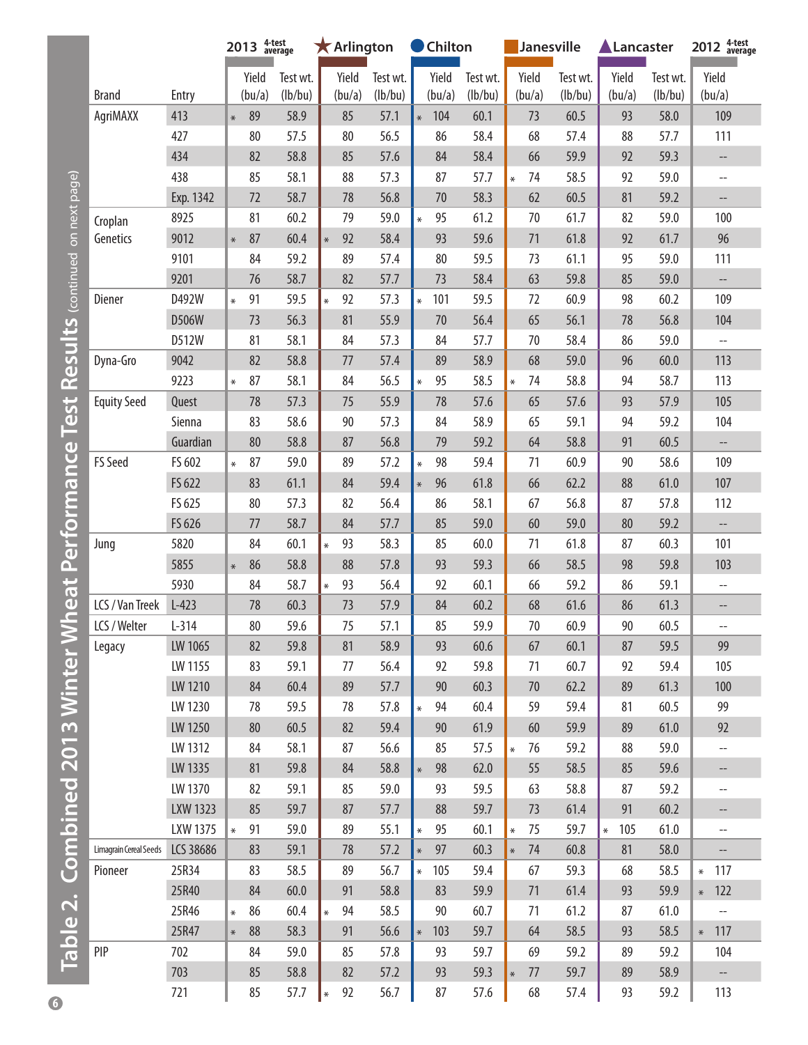## Table 2. Combined 2013 Winter Wheat Performance Test Results (continued on next page)

| Brand | Entry | 2013 4-test average | | Arlington | | Chilton | | Janesville | | Lancaster | | 2012 4-test average |
|---|---|---|---|---|---|---|---|---|---|---|---|---|
| | | Yield (bu/a) | Test wt. (lb/bu) | Yield (bu/a) | Test wt. (lb/bu) | Yield (bu/a) | Test wt. (lb/bu) | Yield (bu/a) | Test wt. (lb/bu) | Yield (bu/a) | Test wt. (lb/bu) | Yield (bu/a) |
| AgriMAXX | 413 | * 89 | 58.9 | 85 | 57.1 | * 104 | 60.1 | 73 | 60.5 | 93 | 58.0 | 109 |
| | 427 | 80 | 57.5 | 80 | 56.5 | 86 | 58.4 | 68 | 57.4 | 88 | 57.7 | 111 |
| | 434 | 82 | 58.8 | 85 | 57.6 | 84 | 58.4 | 66 | 59.9 | 92 | 59.3 | -- |
| | 438 | 85 | 58.1 | 88 | 57.3 | 87 | 57.7 | * 74 | 58.5 | 92 | 59.0 | -- |
| | Exp. 1342 | 72 | 58.7 | 78 | 56.8 | 70 | 58.3 | 62 | 60.5 | 81 | 59.2 | -- |
| Croplan Genetics | 8925 | 81 | 60.2 | 79 | 59.0 | * 95 | 61.2 | 70 | 61.7 | 82 | 59.0 | 100 |
| | 9012 | * 87 | 60.4 | * 92 | 58.4 | 93 | 59.6 | 71 | 61.8 | 92 | 61.7 | 96 |
| | 9101 | 84 | 59.2 | 89 | 57.4 | 80 | 59.5 | 73 | 61.1 | 95 | 59.0 | 111 |
| | 9201 | 76 | 58.7 | 82 | 57.7 | 73 | 58.4 | 63 | 59.8 | 85 | 59.0 | -- |
| Diener | D492W | * 91 | 59.5 | * 92 | 57.3 | * 101 | 59.5 | 72 | 60.9 | 98 | 60.2 | 109 |
| | D506W | 73 | 56.3 | 81 | 55.9 | 70 | 56.4 | 65 | 56.1 | 78 | 56.8 | 104 |
| | D512W | 81 | 58.1 | 84 | 57.3 | 84 | 57.7 | 70 | 58.4 | 86 | 59.0 | -- |
| Dyna-Gro | 9042 | 82 | 58.8 | 77 | 57.4 | 89 | 58.9 | 68 | 59.0 | 96 | 60.0 | 113 |
| | 9223 | * 87 | 58.1 | 84 | 56.5 | * 95 | 58.5 | * 74 | 58.8 | 94 | 58.7 | 113 |
| Equity Seed | Quest | 78 | 57.3 | 75 | 55.9 | 78 | 57.6 | 65 | 57.6 | 93 | 57.9 | 105 |
| | Sienna | 83 | 58.6 | 90 | 57.3 | 84 | 58.9 | 65 | 59.1 | 94 | 59.2 | 104 |
| | Guardian | 80 | 58.8 | 87 | 56.8 | 79 | 59.2 | 64 | 58.8 | 91 | 60.5 | -- |
| FS Seed | FS 602 | * 87 | 59.0 | 89 | 57.2 | * 98 | 59.4 | 71 | 60.9 | 90 | 58.6 | 109 |
| | FS 622 | 83 | 61.1 | 84 | 59.4 | * 96 | 61.8 | 66 | 62.2 | 88 | 61.0 | 107 |
| | FS 625 | 80 | 57.3 | 82 | 56.4 | 86 | 58.1 | 67 | 56.8 | 87 | 57.8 | 112 |
| | FS 626 | 77 | 58.7 | 84 | 57.7 | 85 | 59.0 | 60 | 59.0 | 80 | 59.2 | -- |
| Jung | 5820 | 84 | 60.1 | * 93 | 58.3 | 85 | 60.0 | 71 | 61.8 | 87 | 60.3 | 101 |
| | 5855 | * 86 | 58.8 | 88 | 57.8 | 93 | 59.3 | 66 | 58.5 | 98 | 59.8 | 103 |
| | 5930 | 84 | 58.7 | * 93 | 56.4 | 92 | 60.1 | 66 | 59.2 | 86 | 59.1 | -- |
| LCS / Van Treek | L-423 | 78 | 60.3 | 73 | 57.9 | 84 | 60.2 | 68 | 61.6 | 86 | 61.3 | -- |
| LCS / Welter | L-314 | 80 | 59.6 | 75 | 57.1 | 85 | 59.9 | 70 | 60.9 | 90 | 60.5 | -- |
| Legacy | LW 1065 | 82 | 59.8 | 81 | 58.9 | 93 | 60.6 | 67 | 60.1 | 87 | 59.5 | 99 |
| | LW 1155 | 83 | 59.1 | 77 | 56.4 | 92 | 59.8 | 71 | 60.7 | 92 | 59.4 | 105 |
| | LW 1210 | 84 | 60.4 | 89 | 57.7 | 90 | 60.3 | 70 | 62.2 | 89 | 61.3 | 100 |
| | LW 1230 | 78 | 59.5 | 78 | 57.8 | * 94 | 60.4 | 59 | 59.4 | 81 | 60.5 | 99 |
| | LW 1250 | 80 | 60.5 | 82 | 59.4 | 90 | 61.9 | 60 | 59.9 | 89 | 61.0 | 92 |
| | LW 1312 | 84 | 58.1 | 87 | 56.6 | 85 | 57.5 | * 76 | 59.2 | 88 | 59.0 | -- |
| | LW 1335 | 81 | 59.8 | 84 | 58.8 | * 98 | 62.0 | 55 | 58.5 | 85 | 59.6 | -- |
| | LW 1370 | 82 | 59.1 | 85 | 59.0 | 93 | 59.5 | 63 | 58.8 | 87 | 59.2 | -- |
| | LXW 1323 | 85 | 59.7 | 87 | 57.7 | 88 | 59.7 | 73 | 61.4 | 91 | 60.2 | -- |
| | LXW 1375 | * 91 | 59.0 | 89 | 55.1 | * 95 | 60.1 | * 75 | 59.7 | * 105 | 61.0 | -- |
| Limagrain Cereal Seeds | LCS 38686 | 83 | 59.1 | 78 | 57.2 | * 97 | 60.3 | * 74 | 60.8 | 81 | 58.0 | -- |
| Pioneer | 25R34 | 83 | 58.5 | 89 | 56.7 | * 105 | 59.4 | 67 | 59.3 | 68 | 58.5 | * 117 |
| | 25R40 | 84 | 60.0 | 91 | 58.8 | 83 | 59.9 | 71 | 61.4 | 93 | 59.9 | * 122 |
| | 25R46 | * 86 | 60.4 | * 94 | 58.5 | 90 | 60.7 | 71 | 61.2 | 87 | 61.0 | -- |
| | 25R47 | * 88 | 58.3 | 91 | 56.6 | * 103 | 59.7 | 64 | 58.5 | 93 | 58.5 | * 117 |
| PIP | 702 | 84 | 59.0 | 85 | 57.8 | 93 | 59.7 | 69 | 59.2 | 89 | 59.2 | 104 |
| | 703 | 85 | 58.8 | 82 | 57.2 | 93 | 59.3 | * 77 | 59.7 | 89 | 58.9 | -- |
| | 721 | 85 | 57.7 | * 92 | 56.7 | 87 | 57.6 | 68 | 57.4 | 93 | 59.2 | 113 |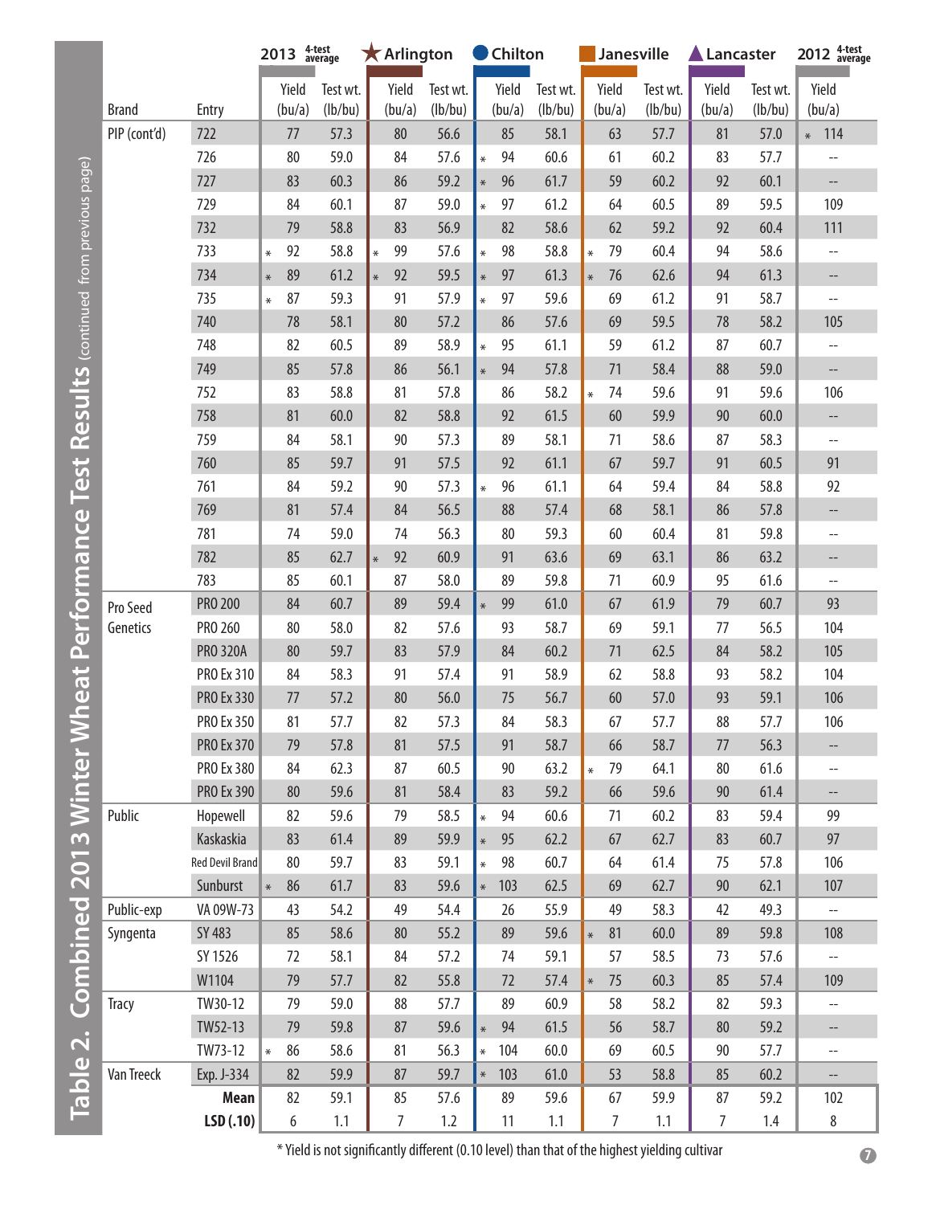# Table 2. Combined 2013 Winter Wheat Performance Test Results (continued from previous page)

| Brand | Entry | 2013 4-test average | | Arlington | | Chilton | | Janesville | | Lancaster | | 2012 4-test average |
|---|---|---|---|---|---|---|---|---|---|---|---|---|
| | | Yield (bu/a) | Test wt. (lb/bu) | Yield (bu/a) | Test wt. (lb/bu) | Yield (bu/a) | Test wt. (lb/bu) | Yield (bu/a) | Test wt. (lb/bu) | Yield (bu/a) | Test wt. (lb/bu) | Yield (bu/a) |
| PIP (cont'd) | 722 | 77 | 57.3 | 80 | 56.6 | 85 | 58.1 | 63 | 57.7 | 81 | 57.0 | * 114 |
| | 726 | 80 | 59.0 | 84 | 57.6 | * 94 | 60.6 | 61 | 60.2 | 83 | 57.7 | -- |
| | 727 | 83 | 60.3 | 86 | 59.2 | * 96 | 61.7 | 59 | 60.2 | 92 | 60.1 | -- |
| | 729 | 84 | 60.1 | 87 | 59.0 | * 97 | 61.2 | 64 | 60.5 | 89 | 59.5 | 109 |
| | 732 | 79 | 58.8 | 83 | 56.9 | 82 | 58.6 | 62 | 59.2 | 92 | 60.4 | 111 |
| | 733 | * 92 | 58.8 | * 99 | 57.6 | * 98 | 58.8 | * 79 | 60.4 | 94 | 58.6 | -- |
| | 734 | * 89 | 61.2 | * 92 | 59.5 | * 97 | 61.3 | * 76 | 62.6 | 94 | 61.3 | -- |
| | 735 | * 87 | 59.3 | 91 | 57.9 | * 97 | 59.6 | 69 | 61.2 | 91 | 58.7 | -- |
| | 740 | 78 | 58.1 | 80 | 57.2 | 86 | 57.6 | 69 | 59.5 | 78 | 58.2 | 105 |
| | 748 | 82 | 60.5 | 89 | 58.9 | * 95 | 61.1 | 59 | 61.2 | 87 | 60.7 | -- |
| | 749 | 85 | 57.8 | 86 | 56.1 | * 94 | 57.8 | 71 | 58.4 | 88 | 59.0 | -- |
| | 752 | 83 | 58.8 | 81 | 57.8 | 86 | 58.2 | * 74 | 59.6 | 91 | 59.6 | 106 |
| | 758 | 81 | 60.0 | 82 | 58.8 | 92 | 61.5 | 60 | 59.9 | 90 | 60.0 | -- |
| | 759 | 84 | 58.1 | 90 | 57.3 | 89 | 58.1 | 71 | 58.6 | 87 | 58.3 | -- |
| | 760 | 85 | 59.7 | 91 | 57.5 | 92 | 61.1 | 67 | 59.7 | 91 | 60.5 | 91 |
| | 761 | 84 | 59.2 | 90 | 57.3 | * 96 | 61.1 | 64 | 59.4 | 84 | 58.8 | 92 |
| | 769 | 81 | 57.4 | 84 | 56.5 | 88 | 57.4 | 68 | 58.1 | 86 | 57.8 | -- |
| | 781 | 74 | 59.0 | 74 | 56.3 | 80 | 59.3 | 60 | 60.4 | 81 | 59.8 | -- |
| | 782 | 85 | 62.7 | * 92 | 60.9 | 91 | 63.6 | 69 | 63.1 | 86 | 63.2 | -- |
| | 783 | 85 | 60.1 | 87 | 58.0 | 89 | 59.8 | 71 | 60.9 | 95 | 61.6 | -- |
| Pro Seed Genetics | PRO 200 | 84 | 60.7 | 89 | 59.4 | * 99 | 61.0 | 67 | 61.9 | 79 | 60.7 | 93 |
| | PRO 260 | 80 | 58.0 | 82 | 57.6 | 93 | 58.7 | 69 | 59.1 | 77 | 56.5 | 104 |
| | PRO 320A | 80 | 59.7 | 83 | 57.9 | 84 | 60.2 | 71 | 62.5 | 84 | 58.2 | 105 |
| | PRO Ex 310 | 84 | 58.3 | 91 | 57.4 | 91 | 58.9 | 62 | 58.8 | 93 | 58.2 | 104 |
| | PRO Ex 330 | 77 | 57.2 | 80 | 56.0 | 75 | 56.7 | 60 | 57.0 | 93 | 59.1 | 106 |
| | PRO Ex 350 | 81 | 57.7 | 82 | 57.3 | 84 | 58.3 | 67 | 57.7 | 88 | 57.7 | 106 |
| | PRO Ex 370 | 79 | 57.8 | 81 | 57.5 | 91 | 58.7 | 66 | 58.7 | 77 | 56.3 | -- |
| | PRO Ex 380 | 84 | 62.3 | 87 | 60.5 | 90 | 63.2 | * 79 | 64.1 | 80 | 61.6 | -- |
| | PRO Ex 390 | 80 | 59.6 | 81 | 58.4 | 83 | 59.2 | 66 | 59.6 | 90 | 61.4 | -- |
| Public | Hopewell | 82 | 59.6 | 79 | 58.5 | * 94 | 60.6 | 71 | 60.2 | 83 | 59.4 | 99 |
| | Kaskaskia | 83 | 61.4 | 89 | 59.9 | * 95 | 62.2 | 67 | 62.7 | 83 | 60.7 | 97 |
| | Red Devil Brand | 80 | 59.7 | 83 | 59.1 | * 98 | 60.7 | 64 | 61.4 | 75 | 57.8 | 106 |
| | Sunburst | * 86 | 61.7 | 83 | 59.6 | * 103 | 62.5 | 69 | 62.7 | 90 | 62.1 | 107 |
| Public-exp | VA 09W-73 | 43 | 54.2 | 49 | 54.4 | 26 | 55.9 | 49 | 58.3 | 42 | 49.3 | -- |
| Syngenta | SY 483 | 85 | 58.6 | 80 | 55.2 | 89 | 59.6 | * 81 | 60.0 | 89 | 59.8 | 108 |
| | SY 1526 | 72 | 58.1 | 84 | 57.2 | 74 | 59.1 | 57 | 58.5 | 73 | 57.6 | -- |
| | W1104 | 79 | 57.7 | 82 | 55.8 | 72 | 57.4 | * 75 | 60.3 | 85 | 57.4 | 109 |
| Tracy | TW30-12 | 79 | 59.0 | 88 | 57.7 | 89 | 60.9 | 58 | 58.2 | 82 | 59.3 | -- |
| | TW52-13 | 79 | 59.8 | 87 | 59.6 | * 94 | 61.5 | 56 | 58.7 | 80 | 59.2 | -- |
| | TW73-12 | * 86 | 58.6 | 81 | 56.3 | * 104 | 60.0 | 69 | 60.5 | 90 | 57.7 | -- |
| Van Treeck | Exp. J-334 | 82 | 59.9 | 87 | 59.7 | * 103 | 61.0 | 53 | 58.8 | 85 | 60.2 | -- |
| | **Mean** | 82 | 59.1 | 85 | 57.6 | 89 | 59.6 | 67 | 59.9 | 87 | 59.2 | 102 |
| | **LSD (.10)** | 6 | 1.1 | 7 | 1.2 | 11 | 1.1 | 7 | 1.1 | 7 | 1.4 | 8 |

\* Yield is not significantly different (0.10 level) than that of the highest yielding cultivar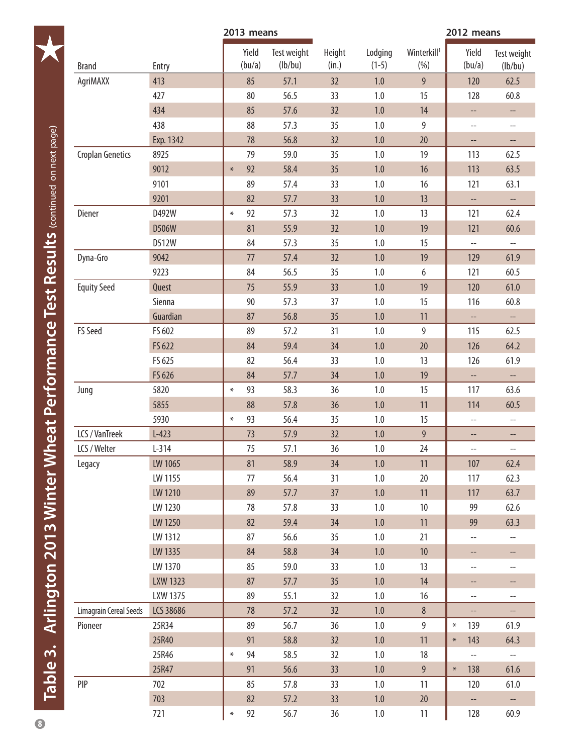## Table 3. Arlington 2013 Winter Wheat Performance Test Results (continued on next page)

| Brand | Entry | 2013 means | | | | | 2012 means | |
|---|---|---|---|---|---|---|---|---|
| | | Yield (bu/a) | Test weight (lb/bu) | Height (in.) | Lodging (1-5) | Winterkill[1] (%) | Yield (bu/a) | Test weight (lb/bu) |
| AgriMAXX | 413 | 85 | 57.1 | 32 | 1.0 | 9 | 120 | 62.5 |
| | 427 | 80 | 56.5 | 33 | 1.0 | 15 | 128 | 60.8 |
| | 434 | 85 | 57.6 | 32 | 1.0 | 14 | -- | -- |
| | 438 | 88 | 57.3 | 35 | 1.0 | 9 | -- | -- |
| | Exp. 1342 | 78 | 56.8 | 32 | 1.0 | 20 | -- | -- |
| Croplan Genetics | 8925 | 79 | 59.0 | 35 | 1.0 | 19 | 113 | 62.5 |
| | 9012 | * 92 | 58.4 | 35 | 1.0 | 16 | 113 | 63.5 |
| | 9101 | 89 | 57.4 | 33 | 1.0 | 16 | 121 | 63.1 |
| | 9201 | 82 | 57.7 | 33 | 1.0 | 13 | -- | -- |
| Diener | D492W | * 92 | 57.3 | 32 | 1.0 | 13 | 121 | 62.4 |
| | D506W | 81 | 55.9 | 32 | 1.0 | 19 | 121 | 60.6 |
| | D512W | 84 | 57.3 | 35 | 1.0 | 15 | -- | -- |
| Dyna-Gro | 9042 | 77 | 57.4 | 32 | 1.0 | 19 | 129 | 61.9 |
| | 9223 | 84 | 56.5 | 35 | 1.0 | 6 | 121 | 60.5 |
| Equity Seed | Quest | 75 | 55.9 | 33 | 1.0 | 19 | 120 | 61.0 |
| | Sienna | 90 | 57.3 | 37 | 1.0 | 15 | 116 | 60.8 |
| | Guardian | 87 | 56.8 | 35 | 1.0 | 11 | -- | -- |
| FS Seed | FS 602 | 89 | 57.2 | 31 | 1.0 | 9 | 115 | 62.5 |
| | FS 622 | 84 | 59.4 | 34 | 1.0 | 20 | 126 | 64.2 |
| | FS 625 | 82 | 56.4 | 33 | 1.0 | 13 | 126 | 61.9 |
| | FS 626 | 84 | 57.7 | 34 | 1.0 | 19 | -- | -- |
| Jung | 5820 | * 93 | 58.3 | 36 | 1.0 | 15 | 117 | 63.6 |
| | 5855 | 88 | 57.8 | 36 | 1.0 | 11 | 114 | 60.5 |
| | 5930 | * 93 | 56.4 | 35 | 1.0 | 15 | -- | -- |
| LCS / VanTreek | L-423 | 73 | 57.9 | 32 | 1.0 | 9 | -- | -- |
| LCS / Welter | L-314 | 75 | 57.1 | 36 | 1.0 | 24 | -- | -- |
| Legacy | LW 1065 | 81 | 58.9 | 34 | 1.0 | 11 | 107 | 62.4 |
| | LW 1155 | 77 | 56.4 | 31 | 1.0 | 20 | 117 | 62.3 |
| | LW 1210 | 89 | 57.7 | 37 | 1.0 | 11 | 117 | 63.7 |
| | LW 1230 | 78 | 57.8 | 33 | 1.0 | 10 | 99 | 62.6 |
| | LW 1250 | 82 | 59.4 | 34 | 1.0 | 11 | 99 | 63.3 |
| | LW 1312 | 87 | 56.6 | 35 | 1.0 | 21 | -- | -- |
| | LW 1335 | 84 | 58.8 | 34 | 1.0 | 10 | -- | -- |
| | LW 1370 | 85 | 59.0 | 33 | 1.0 | 13 | -- | -- |
| | LXW 1323 | 87 | 57.7 | 35 | 1.0 | 14 | -- | -- |
| | LXW 1375 | 89 | 55.1 | 32 | 1.0 | 16 | -- | -- |
| Limagrain Cereal Seeds | LCS 38686 | 78 | 57.2 | 32 | 1.0 | 8 | -- | -- |
| Pioneer | 25R34 | 89 | 56.7 | 36 | 1.0 | 9 | * 139 | 61.9 |
| | 25R40 | 91 | 58.8 | 32 | 1.0 | 11 | * 143 | 64.3 |
| | 25R46 | * 94 | 58.5 | 32 | 1.0 | 18 | -- | -- |
| | 25R47 | 91 | 56.6 | 33 | 1.0 | 9 | * 138 | 61.6 |
| PIP | 702 | 85 | 57.8 | 33 | 1.0 | 11 | 120 | 61.0 |
| | 703 | 82 | 57.2 | 33 | 1.0 | 20 | -- | -- |
| | 721 | * 92 | 56.7 | 36 | 1.0 | 11 | 128 | 60.9 |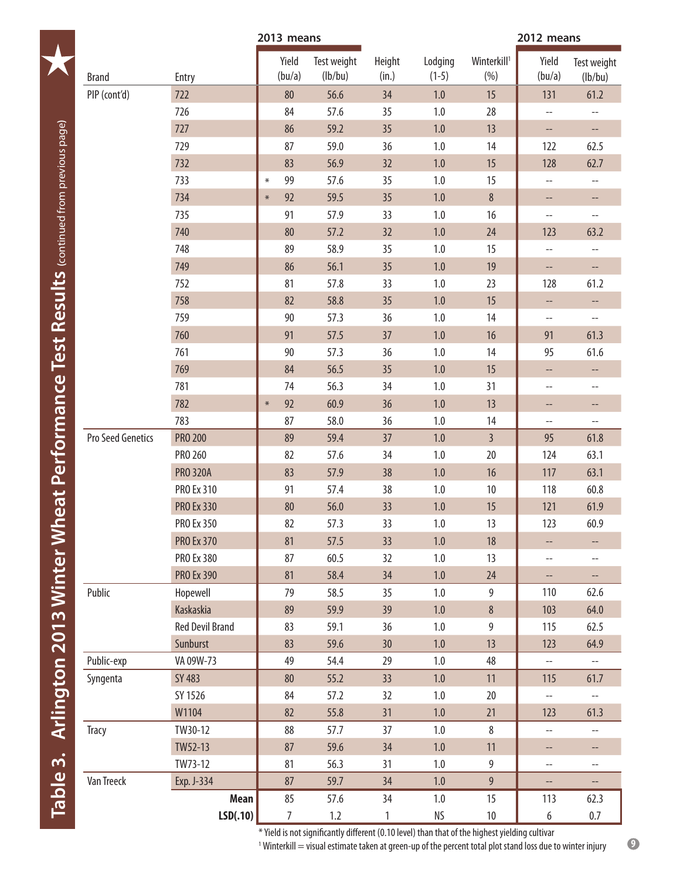# Table 3. Arlington 2013 Winter Wheat Performance Test Results (continued from previous page)

| Brand | Entry | | 2013 means | | | | | 2012 means | |
|---|---|---|---|---|---|---|---|---|---|
| | | | Yield (bu/a) | Test weight (lb/bu) | Height (in.) | Lodging (1-5) | Winterkill[1] (%) | Yield (bu/a) | Test weight (lb/bu) |
| PIP (cont'd) | 722 | | 80 | 56.6 | 34 | 1.0 | 15 | 131 | 61.2 |
| | 726 | | 84 | 57.6 | 35 | 1.0 | 28 | -- | -- |
| | 727 | | 86 | 59.2 | 35 | 1.0 | 13 | -- | -- |
| | 729 | | 87 | 59.0 | 36 | 1.0 | 14 | 122 | 62.5 |
| | 732 | | 83 | 56.9 | 32 | 1.0 | 15 | 128 | 62.7 |
| | 733 | * | 99 | 57.6 | 35 | 1.0 | 15 | -- | -- |
| | 734 | * | 92 | 59.5 | 35 | 1.0 | 8 | -- | -- |
| | 735 | | 91 | 57.9 | 33 | 1.0 | 16 | -- | -- |
| | 740 | | 80 | 57.2 | 32 | 1.0 | 24 | 123 | 63.2 |
| | 748 | | 89 | 58.9 | 35 | 1.0 | 15 | -- | -- |
| | 749 | | 86 | 56.1 | 35 | 1.0 | 19 | -- | -- |
| | 752 | | 81 | 57.8 | 33 | 1.0 | 23 | 128 | 61.2 |
| | 758 | | 82 | 58.8 | 35 | 1.0 | 15 | -- | -- |
| | 759 | | 90 | 57.3 | 36 | 1.0 | 14 | -- | -- |
| | 760 | | 91 | 57.5 | 37 | 1.0 | 16 | 91 | 61.3 |
| | 761 | | 90 | 57.3 | 36 | 1.0 | 14 | 95 | 61.6 |
| | 769 | | 84 | 56.5 | 35 | 1.0 | 15 | -- | -- |
| | 781 | | 74 | 56.3 | 34 | 1.0 | 31 | -- | -- |
| | 782 | * | 92 | 60.9 | 36 | 1.0 | 13 | -- | -- |
| | 783 | | 87 | 58.0 | 36 | 1.0 | 14 | -- | -- |
| Pro Seed Genetics | PRO 200 | | 89 | 59.4 | 37 | 1.0 | 3 | 95 | 61.8 |
| | PRO 260 | | 82 | 57.6 | 34 | 1.0 | 20 | 124 | 63.1 |
| | PRO 320A | | 83 | 57.9 | 38 | 1.0 | 16 | 117 | 63.1 |
| | PRO Ex 310 | | 91 | 57.4 | 38 | 1.0 | 10 | 118 | 60.8 |
| | PRO Ex 330 | | 80 | 56.0 | 33 | 1.0 | 15 | 121 | 61.9 |
| | PRO Ex 350 | | 82 | 57.3 | 33 | 1.0 | 13 | 123 | 60.9 |
| | PRO Ex 370 | | 81 | 57.5 | 33 | 1.0 | 18 | -- | -- |
| | PRO Ex 380 | | 87 | 60.5 | 32 | 1.0 | 13 | -- | -- |
| | PRO Ex 390 | | 81 | 58.4 | 34 | 1.0 | 24 | -- | -- |
| Public | Hopewell | | 79 | 58.5 | 35 | 1.0 | 9 | 110 | 62.6 |
| | Kaskaskia | | 89 | 59.9 | 39 | 1.0 | 8 | 103 | 64.0 |
| | Red Devil Brand | | 83 | 59.1 | 36 | 1.0 | 9 | 115 | 62.5 |
| | Sunburst | | 83 | 59.6 | 30 | 1.0 | 13 | 123 | 64.9 |
| Public-exp | VA 09W-73 | | 49 | 54.4 | 29 | 1.0 | 48 | -- | -- |
| Syngenta | SY 483 | | 80 | 55.2 | 33 | 1.0 | 11 | 115 | 61.7 |
| | SY 1526 | | 84 | 57.2 | 32 | 1.0 | 20 | -- | -- |
| | W1104 | | 82 | 55.8 | 31 | 1.0 | 21 | 123 | 61.3 |
| Tracy | TW30-12 | | 88 | 57.7 | 37 | 1.0 | 8 | -- | -- |
| | TW52-13 | | 87 | 59.6 | 34 | 1.0 | 11 | -- | -- |
| | TW73-12 | | 81 | 56.3 | 31 | 1.0 | 9 | -- | -- |
| Van Treeck | Exp. J-334 | | 87 | 59.7 | 34 | 1.0 | 9 | -- | -- |
| | **Mean** | | 85 | 57.6 | 34 | 1.0 | 15 | 113 | 62.3 |
| | **LSD(.10)** | | 7 | 1.2 | 1 | NS | 10 | 6 | 0.7 |

\* Yield is not significantly different (0.10 level) than that of the highest yielding cultivar

[1] Winterkill = visual estimate taken at green-up of the percent total plot stand loss due to winter injury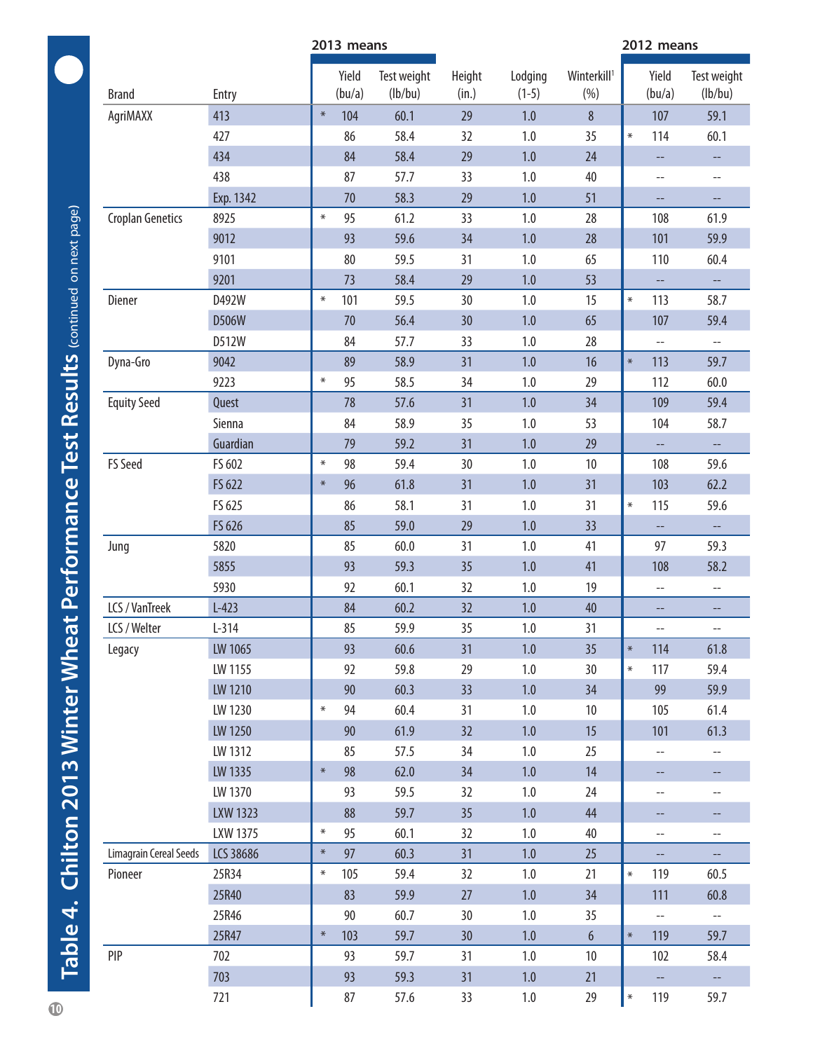## Table 4. Chilton 2013 Winter Wheat Performance Test Results (continued on next page)

| Brand | Entry | 2013 means | | | | | | 2012 means | | |
|---|---|---|---|---|---|---|---|---|---|---|
| | | | Yield (bu/a) | Test weight (lb/bu) | Height (in.) | Lodging (1-5) | Winterkill[1] (%) | | Yield (bu/a) | Test weight (lb/bu) |
| AgriMAXX | 413 | * | 104 | 60.1 | 29 | 1.0 | 8 | | 107 | 59.1 |
| | 427 | | 86 | 58.4 | 32 | 1.0 | 35 | * | 114 | 60.1 |
| | 434 | | 84 | 58.4 | 29 | 1.0 | 24 | | -- | -- |
| | 438 | | 87 | 57.7 | 33 | 1.0 | 40 | | -- | -- |
| | Exp. 1342 | | 70 | 58.3 | 29 | 1.0 | 51 | | -- | -- |
| Croplan Genetics | 8925 | * | 95 | 61.2 | 33 | 1.0 | 28 | | 108 | 61.9 |
| | 9012 | | 93 | 59.6 | 34 | 1.0 | 28 | | 101 | 59.9 |
| | 9101 | | 80 | 59.5 | 31 | 1.0 | 65 | | 110 | 60.4 |
| | 9201 | | 73 | 58.4 | 29 | 1.0 | 53 | | -- | -- |
| Diener | D492W | * | 101 | 59.5 | 30 | 1.0 | 15 | * | 113 | 58.7 |
| | D506W | | 70 | 56.4 | 30 | 1.0 | 65 | | 107 | 59.4 |
| | D512W | | 84 | 57.7 | 33 | 1.0 | 28 | | -- | -- |
| Dyna-Gro | 9042 | | 89 | 58.9 | 31 | 1.0 | 16 | * | 113 | 59.7 |
| | 9223 | * | 95 | 58.5 | 34 | 1.0 | 29 | | 112 | 60.0 |
| Equity Seed | Quest | | 78 | 57.6 | 31 | 1.0 | 34 | | 109 | 59.4 |
| | Sienna | | 84 | 58.9 | 35 | 1.0 | 53 | | 104 | 58.7 |
| | Guardian | | 79 | 59.2 | 31 | 1.0 | 29 | | -- | -- |
| FS Seed | FS 602 | * | 98 | 59.4 | 30 | 1.0 | 10 | | 108 | 59.6 |
| | FS 622 | * | 96 | 61.8 | 31 | 1.0 | 31 | | 103 | 62.2 |
| | FS 625 | | 86 | 58.1 | 31 | 1.0 | 31 | * | 115 | 59.6 |
| | FS 626 | | 85 | 59.0 | 29 | 1.0 | 33 | | -- | -- |
| Jung | 5820 | | 85 | 60.0 | 31 | 1.0 | 41 | | 97 | 59.3 |
| | 5855 | | 93 | 59.3 | 35 | 1.0 | 41 | | 108 | 58.2 |
| | 5930 | | 92 | 60.1 | 32 | 1.0 | 19 | | -- | -- |
| LCS / VanTreek | L-423 | | 84 | 60.2 | 32 | 1.0 | 40 | | -- | -- |
| LCS / Welter | L-314 | | 85 | 59.9 | 35 | 1.0 | 31 | | -- | -- |
| Legacy | LW 1065 | | 93 | 60.6 | 31 | 1.0 | 35 | * | 114 | 61.8 |
| | LW 1155 | | 92 | 59.8 | 29 | 1.0 | 30 | * | 117 | 59.4 |
| | LW 1210 | | 90 | 60.3 | 33 | 1.0 | 34 | | 99 | 59.9 |
| | LW 1230 | * | 94 | 60.4 | 31 | 1.0 | 10 | | 105 | 61.4 |
| | LW 1250 | | 90 | 61.9 | 32 | 1.0 | 15 | | 101 | 61.3 |
| | LW 1312 | | 85 | 57.5 | 34 | 1.0 | 25 | | -- | -- |
| | LW 1335 | * | 98 | 62.0 | 34 | 1.0 | 14 | | -- | -- |
| | LW 1370 | | 93 | 59.5 | 32 | 1.0 | 24 | | -- | -- |
| | LXW 1323 | | 88 | 59.7 | 35 | 1.0 | 44 | | -- | -- |
| | LXW 1375 | * | 95 | 60.1 | 32 | 1.0 | 40 | | -- | -- |
| Limagrain Cereal Seeds | LCS 38686 | * | 97 | 60.3 | 31 | 1.0 | 25 | | -- | -- |
| Pioneer | 25R34 | * | 105 | 59.4 | 32 | 1.0 | 21 | * | 119 | 60.5 |
| | 25R40 | | 83 | 59.9 | 27 | 1.0 | 34 | | 111 | 60.8 |
| | 25R46 | | 90 | 60.7 | 30 | 1.0 | 35 | | -- | -- |
| | 25R47 | * | 103 | 59.7 | 30 | 1.0 | 6 | * | 119 | 59.7 |
| PIP | 702 | | 93 | 59.7 | 31 | 1.0 | 10 | | 102 | 58.4 |
| | 703 | | 93 | 59.3 | 31 | 1.0 | 21 | | -- | -- |
| | 721 | | 87 | 57.6 | 33 | 1.0 | 29 | * | 119 | 59.7 |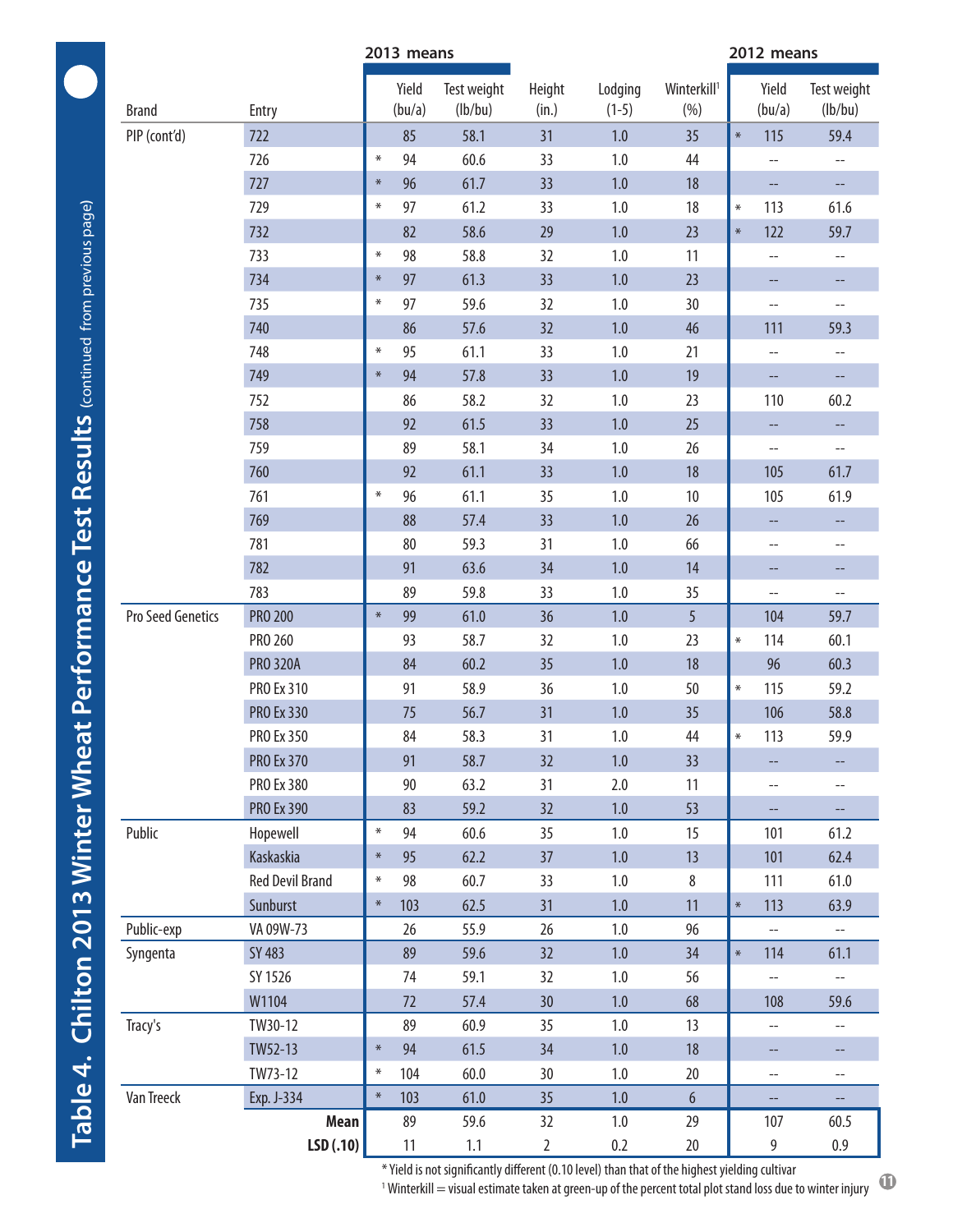# Table 4. Chilton 2013 Winter Wheat Performance Test Results (continued from previous page)

| | | 2013 means | | | | | 2012 means | |
|---|---|---|---|---|---|---|---|---|
| Brand | Entry | Yield (bu/a) | Test weight (lb/bu) | Height (in.) | Lodging (1-5) | Winterkill[1] (%) | Yield (bu/a) | Test weight (lb/bu) |
| PIP (cont'd) | 722 | 85 | 58.1 | 31 | 1.0 | 35 | * 115 | 59.4 |
| | 726 | * 94 | 60.6 | 33 | 1.0 | 44 | -- | -- |
| | 727 | * 96 | 61.7 | 33 | 1.0 | 18 | -- | -- |
| | 729 | * 97 | 61.2 | 33 | 1.0 | 18 | * 113 | 61.6 |
| | 732 | 82 | 58.6 | 29 | 1.0 | 23 | * 122 | 59.7 |
| | 733 | * 98 | 58.8 | 32 | 1.0 | 11 | -- | -- |
| | 734 | * 97 | 61.3 | 33 | 1.0 | 23 | -- | -- |
| | 735 | * 97 | 59.6 | 32 | 1.0 | 30 | -- | -- |
| | 740 | 86 | 57.6 | 32 | 1.0 | 46 | 111 | 59.3 |
| | 748 | * 95 | 61.1 | 33 | 1.0 | 21 | -- | -- |
| | 749 | * 94 | 57.8 | 33 | 1.0 | 19 | -- | -- |
| | 752 | 86 | 58.2 | 32 | 1.0 | 23 | 110 | 60.2 |
| | 758 | 92 | 61.5 | 33 | 1.0 | 25 | -- | -- |
| | 759 | 89 | 58.1 | 34 | 1.0 | 26 | -- | -- |
| | 760 | 92 | 61.1 | 33 | 1.0 | 18 | 105 | 61.7 |
| | 761 | * 96 | 61.1 | 35 | 1.0 | 10 | 105 | 61.9 |
| | 769 | 88 | 57.4 | 33 | 1.0 | 26 | -- | -- |
| | 781 | 80 | 59.3 | 31 | 1.0 | 66 | -- | -- |
| | 782 | 91 | 63.6 | 34 | 1.0 | 14 | -- | -- |
| | 783 | 89 | 59.8 | 33 | 1.0 | 35 | -- | -- |
| Pro Seed Genetics | PRO 200 | * 99 | 61.0 | 36 | 1.0 | 5 | 104 | 59.7 |
| | PRO 260 | 93 | 58.7 | 32 | 1.0 | 23 | * 114 | 60.1 |
| | PRO 320A | 84 | 60.2 | 35 | 1.0 | 18 | 96 | 60.3 |
| | PRO Ex 310 | 91 | 58.9 | 36 | 1.0 | 50 | * 115 | 59.2 |
| | PRO Ex 330 | 75 | 56.7 | 31 | 1.0 | 35 | 106 | 58.8 |
| | PRO Ex 350 | 84 | 58.3 | 31 | 1.0 | 44 | * 113 | 59.9 |
| | PRO Ex 370 | 91 | 58.7 | 32 | 1.0 | 33 | -- | -- |
| | PRO Ex 380 | 90 | 63.2 | 31 | 2.0 | 11 | -- | -- |
| | PRO Ex 390 | 83 | 59.2 | 32 | 1.0 | 53 | -- | -- |
| Public | Hopewell | * 94 | 60.6 | 35 | 1.0 | 15 | 101 | 61.2 |
| | Kaskaskia | * 95 | 62.2 | 37 | 1.0 | 13 | 101 | 62.4 |
| | Red Devil Brand | * 98 | 60.7 | 33 | 1.0 | 8 | 111 | 61.0 |
| | Sunburst | * 103 | 62.5 | 31 | 1.0 | 11 | * 113 | 63.9 |
| Public-exp | VA 09W-73 | 26 | 55.9 | 26 | 1.0 | 96 | -- | -- |
| Syngenta | SY 483 | 89 | 59.6 | 32 | 1.0 | 34 | * 114 | 61.1 |
| | SY 1526 | 74 | 59.1 | 32 | 1.0 | 56 | -- | -- |
| | W1104 | 72 | 57.4 | 30 | 1.0 | 68 | 108 | 59.6 |
| Tracy's | TW30-12 | 89 | 60.9 | 35 | 1.0 | 13 | -- | -- |
| | TW52-13 | * 94 | 61.5 | 34 | 1.0 | 18 | -- | -- |
| | TW73-12 | * 104 | 60.0 | 30 | 1.0 | 20 | -- | -- |
| Van Treeck | Exp. J-334 | * 103 | 61.0 | 35 | 1.0 | 6 | -- | -- |
| | **Mean** | 89 | 59.6 | 32 | 1.0 | 29 | 107 | 60.5 |
| | **LSD (.10)** | 11 | 1.1 | 2 | 0.2 | 20 | 9 | 0.9 |

* Yield is not significantly different (0.10 level) than that of the highest yielding cultivar

[1] Winterkill = visual estimate taken at green-up of the percent total plot stand loss due to winter injury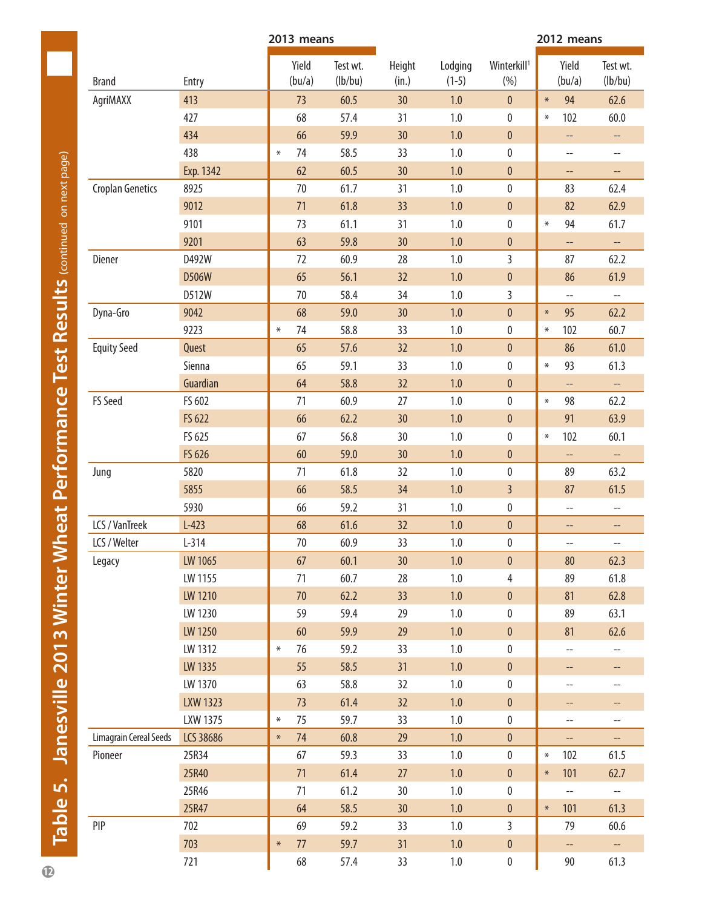# Table 5. Janesville 2013 Winter Wheat Performance Test Results (continued on next page)

| | | 2013 means | | | | | | 2012 means | | |
|---|---|---|---|---|---|---|---|---|---|---|
| Brand | Entry | | Yield (bu/a) | Test wt. (lb/bu) | Height (in.) | Lodging (1-5) | Winterkill[1] (%) | | Yield (bu/a) | Test wt. (lb/bu) |
| AgriMAXX | 413 | | 73 | 60.5 | 30 | 1.0 | 0 | * | 94 | 62.6 |
| | 427 | | 68 | 57.4 | 31 | 1.0 | 0 | * | 102 | 60.0 |
| | 434 | | 66 | 59.9 | 30 | 1.0 | 0 | | -- | -- |
| | 438 | * | 74 | 58.5 | 33 | 1.0 | 0 | | -- | -- |
| | Exp. 1342 | | 62 | 60.5 | 30 | 1.0 | 0 | | -- | -- |
| Croplan Genetics | 8925 | | 70 | 61.7 | 31 | 1.0 | 0 | | 83 | 62.4 |
| | 9012 | | 71 | 61.8 | 33 | 1.0 | 0 | | 82 | 62.9 |
| | 9101 | | 73 | 61.1 | 31 | 1.0 | 0 | * | 94 | 61.7 |
| | 9201 | | 63 | 59.8 | 30 | 1.0 | 0 | | -- | -- |
| Diener | D492W | | 72 | 60.9 | 28 | 1.0 | 3 | | 87 | 62.2 |
| | D506W | | 65 | 56.1 | 32 | 1.0 | 0 | | 86 | 61.9 |
| | D512W | | 70 | 58.4 | 34 | 1.0 | 3 | | -- | -- |
| Dyna-Gro | 9042 | | 68 | 59.0 | 30 | 1.0 | 0 | * | 95 | 62.2 |
| | 9223 | * | 74 | 58.8 | 33 | 1.0 | 0 | * | 102 | 60.7 |
| Equity Seed | Quest | | 65 | 57.6 | 32 | 1.0 | 0 | | 86 | 61.0 |
| | Sienna | | 65 | 59.1 | 33 | 1.0 | 0 | * | 93 | 61.3 |
| | Guardian | | 64 | 58.8 | 32 | 1.0 | 0 | | -- | -- |
| FS Seed | FS 602 | | 71 | 60.9 | 27 | 1.0 | 0 | * | 98 | 62.2 |
| | FS 622 | | 66 | 62.2 | 30 | 1.0 | 0 | | 91 | 63.9 |
| | FS 625 | | 67 | 56.8 | 30 | 1.0 | 0 | * | 102 | 60.1 |
| | FS 626 | | 60 | 59.0 | 30 | 1.0 | 0 | | -- | -- |
| Jung | 5820 | | 71 | 61.8 | 32 | 1.0 | 0 | | 89 | 63.2 |
| | 5855 | | 66 | 58.5 | 34 | 1.0 | 3 | | 87 | 61.5 |
| | 5930 | | 66 | 59.2 | 31 | 1.0 | 0 | | -- | -- |
| LCS / VanTreek | L-423 | | 68 | 61.6 | 32 | 1.0 | 0 | | -- | -- |
| LCS / Welter | L-314 | | 70 | 60.9 | 33 | 1.0 | 0 | | -- | -- |
| Legacy | LW 1065 | | 67 | 60.1 | 30 | 1.0 | 0 | | 80 | 62.3 |
| | LW 1155 | | 71 | 60.7 | 28 | 1.0 | 4 | | 89 | 61.8 |
| | LW 1210 | | 70 | 62.2 | 33 | 1.0 | 0 | | 81 | 62.8 |
| | LW 1230 | | 59 | 59.4 | 29 | 1.0 | 0 | | 89 | 63.1 |
| | LW 1250 | | 60 | 59.9 | 29 | 1.0 | 0 | | 81 | 62.6 |
| | LW 1312 | * | 76 | 59.2 | 33 | 1.0 | 0 | | -- | -- |
| | LW 1335 | | 55 | 58.5 | 31 | 1.0 | 0 | | -- | -- |
| | LW 1370 | | 63 | 58.8 | 32 | 1.0 | 0 | | -- | -- |
| | LXW 1323 | | 73 | 61.4 | 32 | 1.0 | 0 | | -- | -- |
| | LXW 1375 | * | 75 | 59.7 | 33 | 1.0 | 0 | | -- | -- |
| Limagrain Cereal Seeds | LCS 38686 | * | 74 | 60.8 | 29 | 1.0 | 0 | | -- | -- |
| Pioneer | 25R34 | | 67 | 59.3 | 33 | 1.0 | 0 | * | 102 | 61.5 |
| | 25R40 | | 71 | 61.4 | 27 | 1.0 | 0 | * | 101 | 62.7 |
| | 25R46 | | 71 | 61.2 | 30 | 1.0 | 0 | | -- | -- |
| | 25R47 | | 64 | 58.5 | 30 | 1.0 | 0 | * | 101 | 61.3 |
| PIP | 702 | | 69 | 59.2 | 33 | 1.0 | 3 | | 79 | 60.6 |
| | 703 | * | 77 | 59.7 | 31 | 1.0 | 0 | | -- | -- |
| | 721 | | 68 | 57.4 | 33 | 1.0 | 0 | | 90 | 61.3 |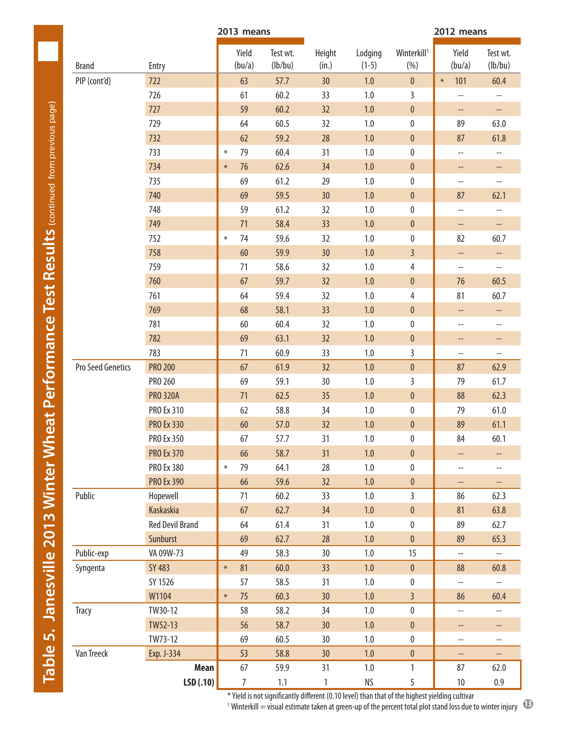# Table 5. Janesville 2013 Winter Wheat Performance Test Results (continued from previous page)

| | | 2013 means | | | | | 2012 means | |
|---|---|---|---|---|---|---|---|---|
| Brand | Entry | Yield (bu/a) | Test wt. (lb/bu) | Height (in.) | Lodging (1-5) | Winterkill[1] (%) | Yield (bu/a) | Test wt. (lb/bu) |
| PIP (cont'd) | 722 | 63 | 57.7 | 30 | 1.0 | 0 | * 101 | 60.4 |
| | 726 | 61 | 60.2 | 33 | 1.0 | 3 | -- | -- |
| | 727 | 59 | 60.2 | 32 | 1.0 | 0 | -- | -- |
| | 729 | 64 | 60.5 | 32 | 1.0 | 0 | 89 | 63.0 |
| | 732 | 62 | 59.2 | 28 | 1.0 | 0 | 87 | 61.8 |
| | 733 | * 79 | 60.4 | 31 | 1.0 | 0 | -- | -- |
| | 734 | * 76 | 62.6 | 34 | 1.0 | 0 | -- | -- |
| | 735 | 69 | 61.2 | 29 | 1.0 | 0 | -- | -- |
| | 740 | 69 | 59.5 | 30 | 1.0 | 0 | 87 | 62.1 |
| | 748 | 59 | 61.2 | 32 | 1.0 | 0 | -- | -- |
| | 749 | 71 | 58.4 | 33 | 1.0 | 0 | -- | -- |
| | 752 | * 74 | 59.6 | 32 | 1.0 | 0 | 82 | 60.7 |
| | 758 | 60 | 59.9 | 30 | 1.0 | 3 | -- | -- |
| | 759 | 71 | 58.6 | 32 | 1.0 | 4 | -- | -- |
| | 760 | 67 | 59.7 | 32 | 1.0 | 0 | 76 | 60.5 |
| | 761 | 64 | 59.4 | 32 | 1.0 | 4 | 81 | 60.7 |
| | 769 | 68 | 58.1 | 33 | 1.0 | 0 | -- | -- |
| | 781 | 60 | 60.4 | 32 | 1.0 | 0 | -- | -- |
| | 782 | 69 | 63.1 | 32 | 1.0 | 0 | -- | -- |
| | 783 | 71 | 60.9 | 33 | 1.0 | 3 | -- | -- |
| Pro Seed Genetics | PRO 200 | 67 | 61.9 | 32 | 1.0 | 0 | 87 | 62.9 |
| | PRO 260 | 69 | 59.1 | 30 | 1.0 | 3 | 79 | 61.7 |
| | PRO 320A | 71 | 62.5 | 35 | 1.0 | 0 | 88 | 62.3 |
| | PRO Ex 310 | 62 | 58.8 | 34 | 1.0 | 0 | 79 | 61.0 |
| | PRO Ex 330 | 60 | 57.0 | 32 | 1.0 | 0 | 89 | 61.1 |
| | PRO Ex 350 | 67 | 57.7 | 31 | 1.0 | 0 | 84 | 60.1 |
| | PRO Ex 370 | 66 | 58.7 | 31 | 1.0 | 0 | -- | -- |
| | PRO Ex 380 | * 79 | 64.1 | 28 | 1.0 | 0 | -- | -- |
| | PRO Ex 390 | 66 | 59.6 | 32 | 1.0 | 0 | -- | -- |
| Public | Hopewell | 71 | 60.2 | 33 | 1.0 | 3 | 86 | 62.3 |
| | Kaskaskia | 67 | 62.7 | 34 | 1.0 | 0 | 81 | 63.8 |
| | Red Devil Brand | 64 | 61.4 | 31 | 1.0 | 0 | 89 | 62.7 |
| | Sunburst | 69 | 62.7 | 28 | 1.0 | 0 | 89 | 65.3 |
| Public-exp | VA 09W-73 | 49 | 58.3 | 30 | 1.0 | 15 | -- | -- |
| Syngenta | SY 483 | * 81 | 60.0 | 33 | 1.0 | 0 | 88 | 60.8 |
| | SY 1526 | 57 | 58.5 | 31 | 1.0 | 0 | -- | -- |
| | W1104 | * 75 | 60.3 | 30 | 1.0 | 3 | 86 | 60.4 |
| Tracy | TW30-12 | 58 | 58.2 | 34 | 1.0 | 0 | -- | -- |
| | TW52-13 | 56 | 58.7 | 30 | 1.0 | 0 | -- | -- |
| | TW73-12 | 69 | 60.5 | 30 | 1.0 | 0 | -- | -- |
| Van Treeck | Exp. J-334 | 53 | 58.8 | 30 | 1.0 | 0 | -- | -- |
| | **Mean** | 67 | 59.9 | 31 | 1.0 | 1 | 87 | 62.0 |
| | **LSD (.10)** | 7 | 1.1 | 1 | NS | 5 | 10 | 0.9 |

\* Yield is not significantly different (0.10 level) than that of the highest yielding cultivar

[1] Winterkill = visual estimate taken at green-up of the percent total plot stand loss due to winter injury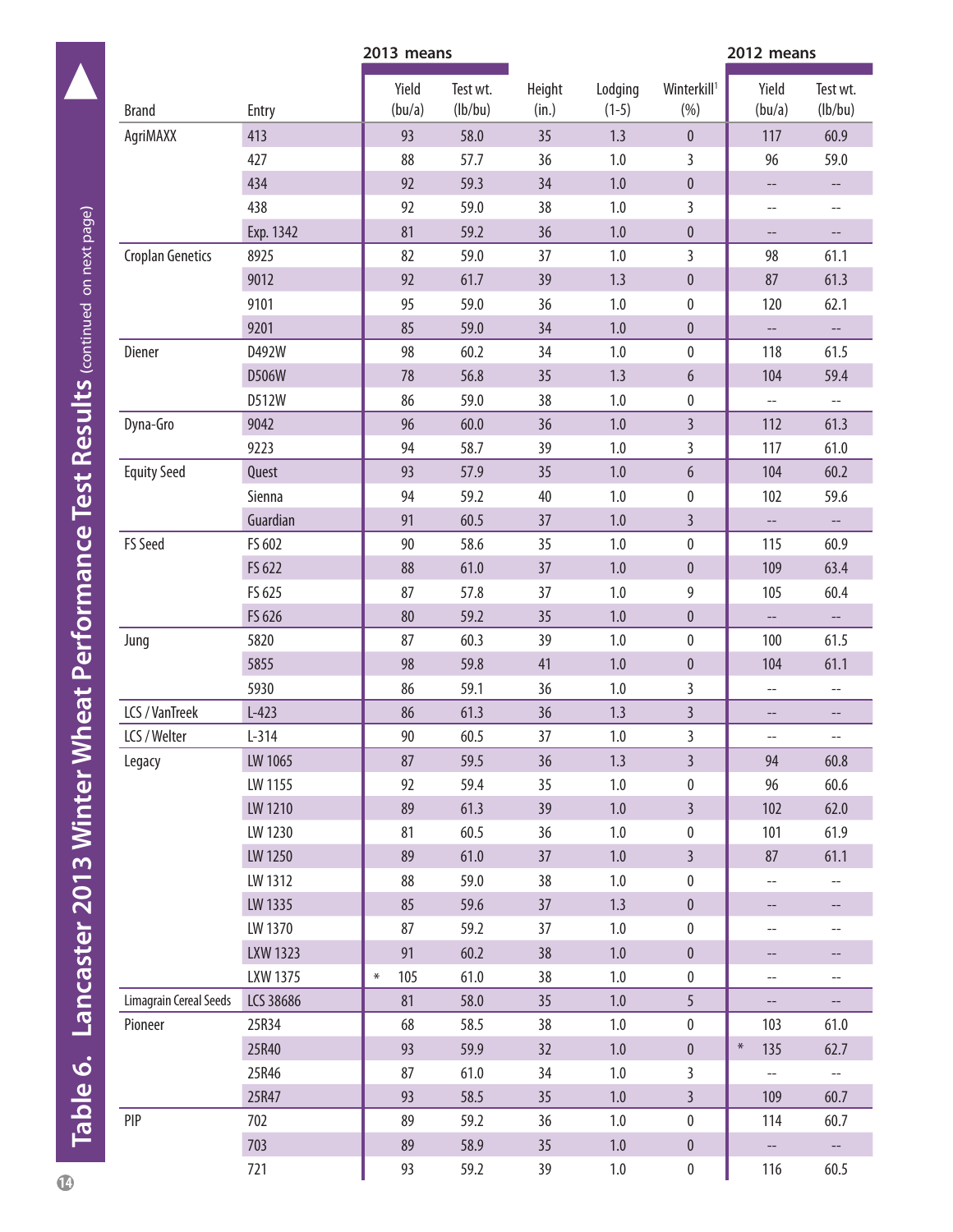# Table 6. Lancaster 2013 Winter Wheat Performance Test Results (continued on next page)

| Brand | Entry | 2013 means | | | | | 2012 means | |
|---|---|---|---|---|---|---|---|---|
| | | Yield (bu/a) | Test wt. (lb/bu) | Height (in.) | Lodging (1-5) | Winterkill[1] (%) | Yield (bu/a) | Test wt. (lb/bu) |
| AgriMAXX | 413 | 93 | 58.0 | 35 | 1.3 | 0 | 117 | 60.9 |
| | 427 | 88 | 57.7 | 36 | 1.0 | 3 | 96 | 59.0 |
| | 434 | 92 | 59.3 | 34 | 1.0 | 0 | -- | -- |
| | 438 | 92 | 59.0 | 38 | 1.0 | 3 | -- | -- |
| | Exp. 1342 | 81 | 59.2 | 36 | 1.0 | 0 | -- | -- |
| Croplan Genetics | 8925 | 82 | 59.0 | 37 | 1.0 | 3 | 98 | 61.1 |
| | 9012 | 92 | 61.7 | 39 | 1.3 | 0 | 87 | 61.3 |
| | 9101 | 95 | 59.0 | 36 | 1.0 | 0 | 120 | 62.1 |
| | 9201 | 85 | 59.0 | 34 | 1.0 | 0 | -- | -- |
| Diener | D492W | 98 | 60.2 | 34 | 1.0 | 0 | 118 | 61.5 |
| | D506W | 78 | 56.8 | 35 | 1.3 | 6 | 104 | 59.4 |
| | D512W | 86 | 59.0 | 38 | 1.0 | 0 | -- | -- |
| Dyna-Gro | 9042 | 96 | 60.0 | 36 | 1.0 | 3 | 112 | 61.3 |
| | 9223 | 94 | 58.7 | 39 | 1.0 | 3 | 117 | 61.0 |
| Equity Seed | Quest | 93 | 57.9 | 35 | 1.0 | 6 | 104 | 60.2 |
| | Sienna | 94 | 59.2 | 40 | 1.0 | 0 | 102 | 59.6 |
| | Guardian | 91 | 60.5 | 37 | 1.0 | 3 | -- | -- |
| FS Seed | FS 602 | 90 | 58.6 | 35 | 1.0 | 0 | 115 | 60.9 |
| | FS 622 | 88 | 61.0 | 37 | 1.0 | 0 | 109 | 63.4 |
| | FS 625 | 87 | 57.8 | 37 | 1.0 | 9 | 105 | 60.4 |
| | FS 626 | 80 | 59.2 | 35 | 1.0 | 0 | -- | -- |
| Jung | 5820 | 87 | 60.3 | 39 | 1.0 | 0 | 100 | 61.5 |
| | 5855 | 98 | 59.8 | 41 | 1.0 | 0 | 104 | 61.1 |
| | 5930 | 86 | 59.1 | 36 | 1.0 | 3 | -- | -- |
| LCS / VanTreek | L-423 | 86 | 61.3 | 36 | 1.3 | 3 | -- | -- |
| LCS / Welter | L-314 | 90 | 60.5 | 37 | 1.0 | 3 | -- | -- |
| Legacy | LW 1065 | 87 | 59.5 | 36 | 1.3 | 3 | 94 | 60.8 |
| | LW 1155 | 92 | 59.4 | 35 | 1.0 | 0 | 96 | 60.6 |
| | LW 1210 | 89 | 61.3 | 39 | 1.0 | 3 | 102 | 62.0 |
| | LW 1230 | 81 | 60.5 | 36 | 1.0 | 0 | 101 | 61.9 |
| | LW 1250 | 89 | 61.0 | 37 | 1.0 | 3 | 87 | 61.1 |
| | LW 1312 | 88 | 59.0 | 38 | 1.0 | 0 | -- | -- |
| | LW 1335 | 85 | 59.6 | 37 | 1.3 | 0 | -- | -- |
| | LW 1370 | 87 | 59.2 | 37 | 1.0 | 0 | -- | -- |
| | LXW 1323 | 91 | 60.2 | 38 | 1.0 | 0 | -- | -- |
| | LXW 1375 | * 105 | 61.0 | 38 | 1.0 | 0 | -- | -- |
| Limagrain Cereal Seeds | LCS 38686 | 81 | 58.0 | 35 | 1.0 | 5 | -- | -- |
| Pioneer | 25R34 | 68 | 58.5 | 38 | 1.0 | 0 | 103 | 61.0 |
| | 25R40 | 93 | 59.9 | 32 | 1.0 | 0 | * 135 | 62.7 |
| | 25R46 | 87 | 61.0 | 34 | 1.0 | 3 | -- | -- |
| | 25R47 | 93 | 58.5 | 35 | 1.0 | 3 | 109 | 60.7 |
| PIP | 702 | 89 | 59.2 | 36 | 1.0 | 0 | 114 | 60.7 |
| | 703 | 89 | 58.9 | 35 | 1.0 | 0 | -- | -- |
| | 721 | 93 | 59.2 | 39 | 1.0 | 0 | 116 | 60.5 |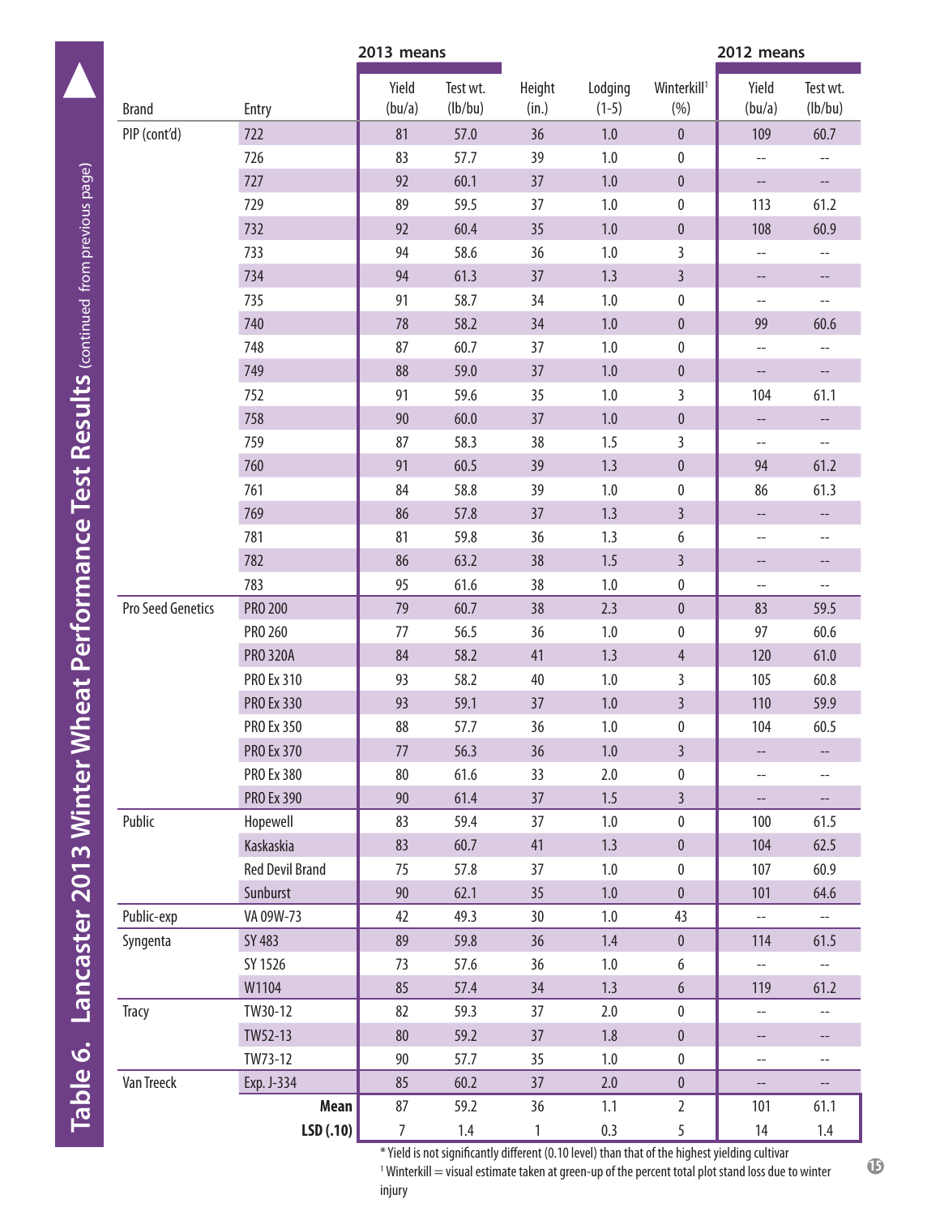# Table 6. Lancaster 2013 Winter Wheat Performance Test Results (continued from previous page)

| | | 2013 means | | | | | 2012 means | |
|---|---|---|---|---|---|---|---|---|
| Brand | Entry | Yield (bu/a) | Test wt. (lb/bu) | Height (in.) | Lodging (1-5) | Winterkill[1] (%) | Yield (bu/a) | Test wt. (lb/bu) |
| PIP (cont'd) | 722 | 81 | 57.0 | 36 | 1.0 | 0 | 109 | 60.7 |
| | 726 | 83 | 57.7 | 39 | 1.0 | 0 | -- | -- |
| | 727 | 92 | 60.1 | 37 | 1.0 | 0 | -- | -- |
| | 729 | 89 | 59.5 | 37 | 1.0 | 0 | 113 | 61.2 |
| | 732 | 92 | 60.4 | 35 | 1.0 | 0 | 108 | 60.9 |
| | 733 | 94 | 58.6 | 36 | 1.0 | 3 | -- | -- |
| | 734 | 94 | 61.3 | 37 | 1.3 | 3 | -- | -- |
| | 735 | 91 | 58.7 | 34 | 1.0 | 0 | -- | -- |
| | 740 | 78 | 58.2 | 34 | 1.0 | 0 | 99 | 60.6 |
| | 748 | 87 | 60.7 | 37 | 1.0 | 0 | -- | -- |
| | 749 | 88 | 59.0 | 37 | 1.0 | 0 | -- | -- |
| | 752 | 91 | 59.6 | 35 | 1.0 | 3 | 104 | 61.1 |
| | 758 | 90 | 60.0 | 37 | 1.0 | 0 | -- | -- |
| | 759 | 87 | 58.3 | 38 | 1.5 | 3 | -- | -- |
| | 760 | 91 | 60.5 | 39 | 1.3 | 0 | 94 | 61.2 |
| | 761 | 84 | 58.8 | 39 | 1.0 | 0 | 86 | 61.3 |
| | 769 | 86 | 57.8 | 37 | 1.3 | 3 | -- | -- |
| | 781 | 81 | 59.8 | 36 | 1.3 | 6 | -- | -- |
| | 782 | 86 | 63.2 | 38 | 1.5 | 3 | -- | -- |
| | 783 | 95 | 61.6 | 38 | 1.0 | 0 | -- | -- |
| Pro Seed Genetics | PRO 200 | 79 | 60.7 | 38 | 2.3 | 0 | 83 | 59.5 |
| | PRO 260 | 77 | 56.5 | 36 | 1.0 | 0 | 97 | 60.6 |
| | PRO 320A | 84 | 58.2 | 41 | 1.3 | 4 | 120 | 61.0 |
| | PRO Ex 310 | 93 | 58.2 | 40 | 1.0 | 3 | 105 | 60.8 |
| | PRO Ex 330 | 93 | 59.1 | 37 | 1.0 | 3 | 110 | 59.9 |
| | PRO Ex 350 | 88 | 57.7 | 36 | 1.0 | 0 | 104 | 60.5 |
| | PRO Ex 370 | 77 | 56.3 | 36 | 1.0 | 3 | -- | -- |
| | PRO Ex 380 | 80 | 61.6 | 33 | 2.0 | 0 | -- | -- |
| | PRO Ex 390 | 90 | 61.4 | 37 | 1.5 | 3 | -- | -- |
| Public | Hopewell | 83 | 59.4 | 37 | 1.0 | 0 | 100 | 61.5 |
| | Kaskaskia | 83 | 60.7 | 41 | 1.3 | 0 | 104 | 62.5 |
| | Red Devil Brand | 75 | 57.8 | 37 | 1.0 | 0 | 107 | 60.9 |
| | Sunburst | 90 | 62.1 | 35 | 1.0 | 0 | 101 | 64.6 |
| Public-exp | VA 09W-73 | 42 | 49.3 | 30 | 1.0 | 43 | -- | -- |
| Syngenta | SY 483 | 89 | 59.8 | 36 | 1.4 | 0 | 114 | 61.5 |
| | SY 1526 | 73 | 57.6 | 36 | 1.0 | 6 | -- | -- |
| | W1104 | 85 | 57.4 | 34 | 1.3 | 6 | 119 | 61.2 |
| Tracy | TW30-12 | 82 | 59.3 | 37 | 2.0 | 0 | -- | -- |
| | TW52-13 | 80 | 59.2 | 37 | 1.8 | 0 | -- | -- |
| | TW73-12 | 90 | 57.7 | 35 | 1.0 | 0 | -- | -- |
| Van Treeck | Exp. J-334 | 85 | 60.2 | 37 | 2.0 | 0 | -- | -- |
| | **Mean** | 87 | 59.2 | 36 | 1.1 | 2 | 101 | 61.1 |
| | **LSD (.10)** | 7 | 1.4 | 1 | 0.3 | 5 | 14 | 1.4 |

* Yield is not significantly different (0.10 level) than that of the highest yielding cultivar

[1] Winterkill = visual estimate taken at green-up of the percent total plot stand loss due to winter injury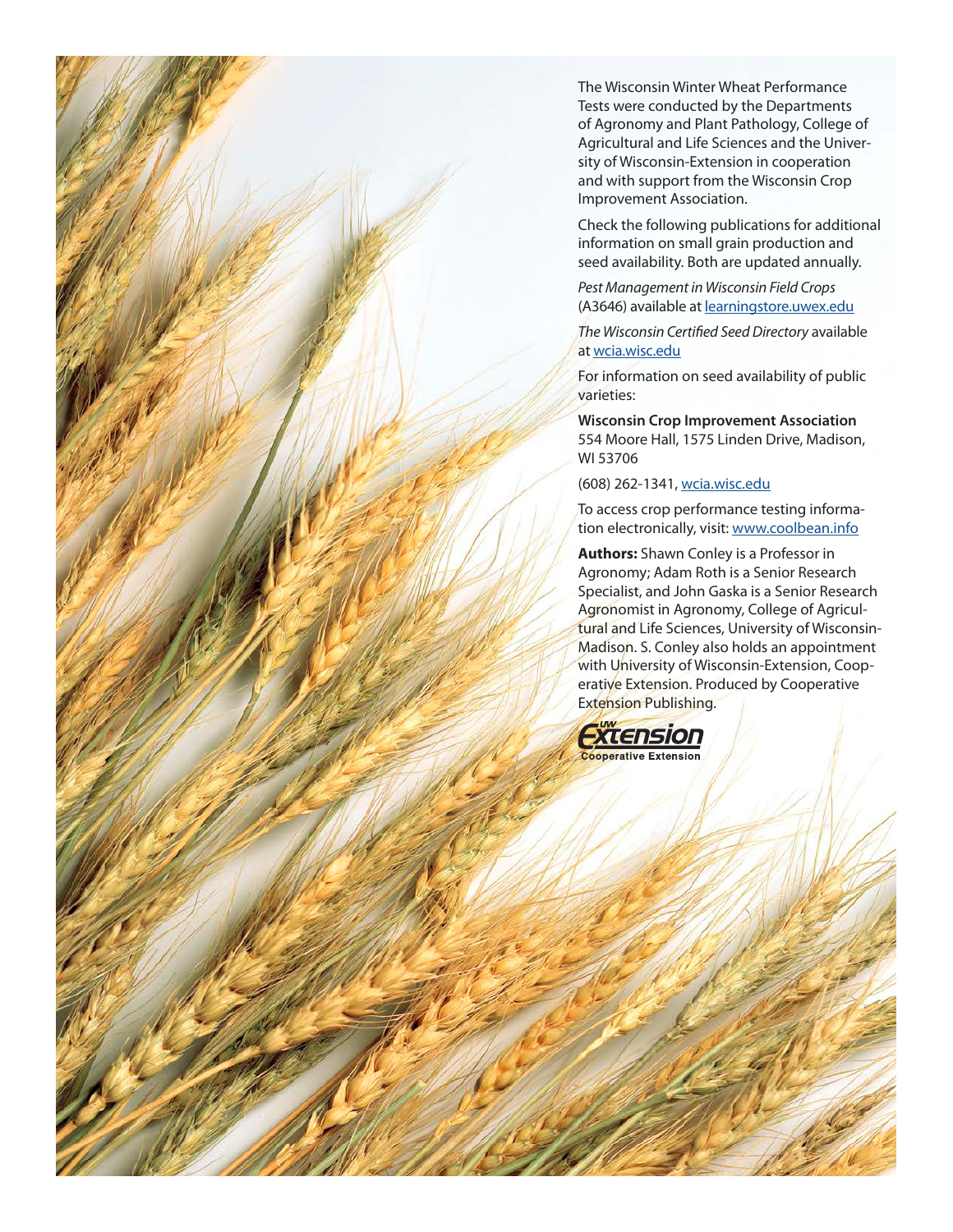The Wisconsin Winter Wheat Performance Tests were conducted by the Departments of Agronomy and Plant Pathology, College of Agricultural and Life Sciences and the University of Wisconsin-Extension in cooperation and with support from the Wisconsin Crop Improvement Association.

Check the following publications for additional information on small grain production and seed availability. Both are updated annually.

*Pest Management in Wisconsin Field Crops* (A3646) available at learningstore.uwex.edu

*The Wisconsin Certified Seed Directory* available at wcia.wisc.edu

For information on seed availability of public varieties:

**Wisconsin Crop Improvement Association**
554 Moore Hall, 1575 Linden Drive, Madison, WI 53706

(608) 262-1341, wcia.wisc.edu

To access crop performance testing information electronically, visit: www.coolbean.info

**Authors:** Shawn Conley is a Professor in Agronomy; Adam Roth is a Senior Research Specialist, and John Gaska is a Senior Research Agronomist in Agronomy, College of Agricultural and Life Sciences, University of Wisconsin-Madison. S. Conley also holds an appointment with University of Wisconsin-Extension, Cooperative Extension. Produced by Cooperative Extension Publishing.

UW Extension
Cooperative Extension